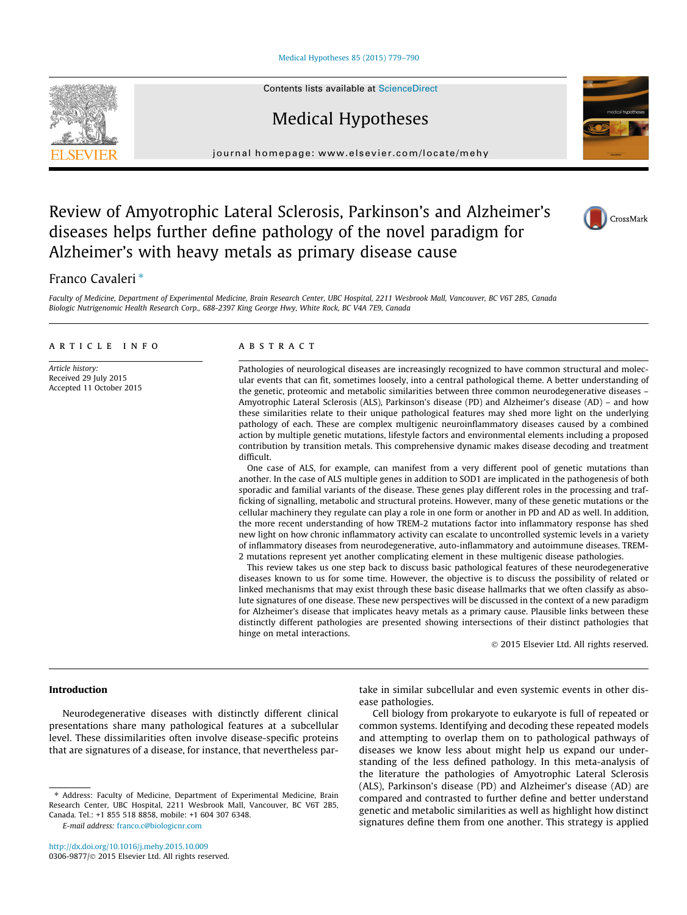# Review of Amyotrophic Lateral Sclerosis, Parkinson's and Alzheimer's diseases helps further define pathology of the novel paradigm for Alzheimer's with heavy metals as primary disease cause

Franco Cavaleri *

*Faculty of Medicine, Department of Experimental Medicine, Brain Research Center, UBC Hospital, 2211 Wesbrook Mall, Vancouver, BC V6T 2B5, Canada*
*Biologic Nutrigenomic Health Research Corp., 688-2397 King George Hwy, White Rock, BC V4A 7E9, Canada*

## ARTICLE INFO

*Article history:*
Received 29 July 2015
Accepted 11 October 2015

## ABSTRACT

Pathologies of neurological diseases are increasingly recognized to have common structural and molecular events that can fit, sometimes loosely, into a central pathological theme. A better understanding of the genetic, proteomic and metabolic similarities between three common neurodegenerative diseases – Amyotrophic Lateral Sclerosis (ALS), Parkinson's disease (PD) and Alzheimer's disease (AD) – and how these similarities relate to their unique pathological features may shed more light on the underlying pathology of each. These are complex multigenic neuroinflammatory diseases caused by a combined action by multiple genetic mutations, lifestyle factors and environmental elements including a proposed contribution by transition metals. This comprehensive dynamic makes disease decoding and treatment difficult.

One case of ALS, for example, can manifest from a very different pool of genetic mutations than another. In the case of ALS multiple genes in addition to SOD1 are implicated in the pathogenesis of both sporadic and familial variants of the disease. These genes play different roles in the processing and trafficking of signalling, metabolic and structural proteins. However, many of these genetic mutations or the cellular machinery they regulate can play a role in one form or another in PD and AD as well. In addition, the more recent understanding of how TREM-2 mutations factor into inflammatory response has shed new light on how chronic inflammatory activity can escalate to uncontrolled systemic levels in a variety of inflammatory diseases from neurodegenerative, auto-inflammatory and autoimmune diseases. TREM-2 mutations represent yet another complicating element in these multigenic disease pathologies.

This review takes us one step back to discuss basic pathological features of these neurodegenerative diseases known to us for some time. However, the objective is to discuss the possibility of related or linked mechanisms that may exist through these basic disease hallmarks that we often classify as absolute signatures of one disease. These new perspectives will be discussed in the context of a new paradigm for Alzheimer's disease that implicates heavy metals as a primary cause. Plausible links between these distinctly different pathologies are presented showing intersections of their distinct pathologies that hinge on metal interactions.

© 2015 Elsevier Ltd. All rights reserved.

## Introduction

Neurodegenerative diseases with distinctly different clinical presentations share many pathological features at a subcellular level. These dissimilarities often involve disease-specific proteins that are signatures of a disease, for instance, that nevertheless partake in similar subcellular and even systemic events in other disease pathologies.

Cell biology from prokaryote to eukaryote is full of repeated or common systems. Identifying and decoding these repeated models and attempting to overlap them on to pathological pathways of diseases we know less about might help us expand our understanding of the less defined pathology. In this meta-analysis of the literature the pathologies of Amyotrophic Lateral Sclerosis (ALS), Parkinson's disease (PD) and Alzheimer's disease (AD) are compared and contrasted to further define and better understand genetic and metabolic similarities as well as highlight how distinct signatures define them from one another. This strategy is applied

---

* Address: Faculty of Medicine, Department of Experimental Medicine, Brain Research Center, UBC Hospital, 2211 Wesbrook Mall, Vancouver, BC V6T 2B5, Canada. Tel.: +1 855 518 8858, mobile: +1 604 307 6348.

*E-mail address:* franco.c@biologicnr.com

http://dx.doi.org/10.1016/j.mehy.2015.10.009
0306-9877/© 2015 Elsevier Ltd. All rights reserved.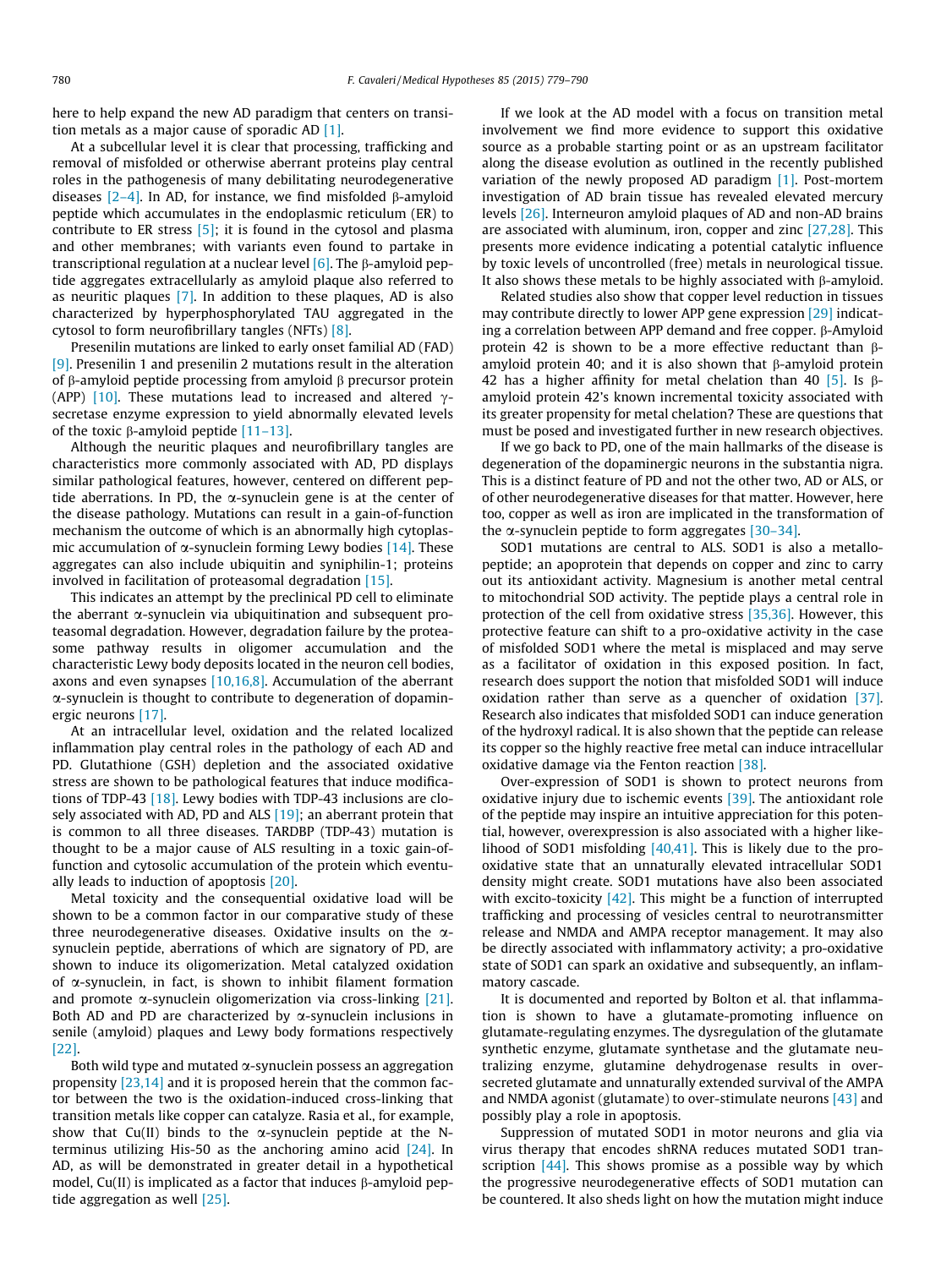here to help expand the new AD paradigm that centers on transition metals as a major cause of sporadic AD [1].

At a subcellular level it is clear that processing, trafficking and removal of misfolded or otherwise aberrant proteins play central roles in the pathogenesis of many debilitating neurodegenerative diseases [2–4]. In AD, for instance, we find misfolded β-amyloid peptide which accumulates in the endoplasmic reticulum (ER) to contribute to ER stress [5]; it is found in the cytosol and plasma and other membranes; with variants even found to partake in transcriptional regulation at a nuclear level [6]. The β-amyloid peptide aggregates extracellularly as amyloid plaque also referred to as neuritic plaques [7]. In addition to these plaques, AD is also characterized by hyperphosphorylated TAU aggregated in the cytosol to form neurofibrillary tangles (NFTs) [8].

Presenilin mutations are linked to early onset familial AD (FAD) [9]. Presenilin 1 and presenilin 2 mutations result in the alteration of β-amyloid peptide processing from amyloid β precursor protein (APP) [10]. These mutations lead to increased and altered γ-secretase enzyme expression to yield abnormally elevated levels of the toxic β-amyloid peptide [11–13].

Although the neuritic plaques and neurofibrillary tangles are characteristics more commonly associated with AD, PD displays similar pathological features, however, centered on different peptide aberrations. In PD, the α-synuclein gene is at the center of the disease pathology. Mutations can result in a gain-of-function mechanism the outcome of which is an abnormally high cytoplasmic accumulation of α-synuclein forming Lewy bodies [14]. These aggregates can also include ubiquitin and syniphilin-1; proteins involved in facilitation of proteasomal degradation [15].

This indicates an attempt by the preclinical PD cell to eliminate the aberrant α-synuclein via ubiquitination and subsequent proteasomal degradation. However, degradation failure by the proteasome pathway results in oligomer accumulation and the characteristic Lewy body deposits located in the neuron cell bodies, axons and even synapses [10,16,8]. Accumulation of the aberrant α-synuclein is thought to contribute to degeneration of dopaminergic neurons [17].

At an intracellular level, oxidation and the related localized inflammation play central roles in the pathology of each AD and PD. Glutathione (GSH) depletion and the associated oxidative stress are shown to be pathological features that induce modifications of TDP-43 [18]. Lewy bodies with TDP-43 inclusions are closely associated with AD, PD and ALS [19]; an aberrant protein that is common to all three diseases. TARDBP (TDP-43) mutation is thought to be a major cause of ALS resulting in a toxic gain-of-function and cytosolic accumulation of the protein which eventually leads to induction of apoptosis [20].

Metal toxicity and the consequential oxidative load will be shown to be a common factor in our comparative study of these three neurodegenerative diseases. Oxidative insults on the α-synuclein peptide, aberrations of which are signatory of PD, are shown to induce its oligomerization. Metal catalyzed oxidation of α-synuclein, in fact, is shown to inhibit filament formation and promote α-synuclein oligomerization via cross-linking [21]. Both AD and PD are characterized by α-synuclein inclusions in senile (amyloid) plaques and Lewy body formations respectively [22].

Both wild type and mutated α-synuclein possess an aggregation propensity [23,14] and it is proposed herein that the common factor between the two is the oxidation-induced cross-linking that transition metals like copper can catalyze. Rasia et al., for example, show that Cu(II) binds to the α-synuclein peptide at the N-terminus utilizing His-50 as the anchoring amino acid [24]. In AD, as will be demonstrated in greater detail in a hypothetical model, Cu(II) is implicated as a factor that induces β-amyloid peptide aggregation as well [25].

If we look at the AD model with a focus on transition metal involvement we find more evidence to support this oxidative source as a probable starting point or as an upstream facilitator along the disease evolution as outlined in the recently published variation of the newly proposed AD paradigm [1]. Post-mortem investigation of AD brain tissue has revealed elevated mercury levels [26]. Interneuron amyloid plaques of AD and non-AD brains are associated with aluminum, iron, copper and zinc [27,28]. This presents more evidence indicating a potential catalytic influence by toxic levels of uncontrolled (free) metals in neurological tissue. It also shows these metals to be highly associated with β-amyloid.

Related studies also show that copper level reduction in tissues may contribute directly to lower APP gene expression [29] indicating a correlation between APP demand and free copper. β-Amyloid protein 42 is shown to be a more effective reductant than β-amyloid protein 40; and it is also shown that β-amyloid protein 42 has a higher affinity for metal chelation than 40 [5]. Is β-amyloid protein 42's known incremental toxicity associated with its greater propensity for metal chelation? These are questions that must be posed and investigated further in new research objectives.

If we go back to PD, one of the main hallmarks of the disease is degeneration of the dopaminergic neurons in the substantia nigra. This is a distinct feature of PD and not the other two, AD or ALS, or of other neurodegenerative diseases for that matter. However, here too, copper as well as iron are implicated in the transformation of the α-synuclein peptide to form aggregates [30–34].

SOD1 mutations are central to ALS. SOD1 is also a metallopeptide; an apoprotein that depends on copper and zinc to carry out its antioxidant activity. Magnesium is another metal central to mitochondrial SOD activity. The peptide plays a central role in protection of the cell from oxidative stress [35,36]. However, this protective feature can shift to a pro-oxidative activity in the case of misfolded SOD1 where the metal is misplaced and may serve as a facilitator of oxidation in this exposed position. In fact, research does support the notion that misfolded SOD1 will induce oxidation rather than serve as a quencher of oxidation [37]. Research also indicates that misfolded SOD1 can induce generation of the hydroxyl radical. It is also shown that the peptide can release its copper so the highly reactive free metal can induce intracellular oxidative damage via the Fenton reaction [38].

Over-expression of SOD1 is shown to protect neurons from oxidative injury due to ischemic events [39]. The antioxidant role of the peptide may inspire an intuitive appreciation for this potential, however, overexpression is also associated with a higher likelihood of SOD1 misfolding [40,41]. This is likely due to the pro-oxidative state that an unnaturally elevated intracellular SOD1 density might create. SOD1 mutations have also been associated with excito-toxicity [42]. This might be a function of interrupted trafficking and processing of vesicles central to neurotransmitter release and NMDA and AMPA receptor management. It may also be directly associated with inflammatory activity; a pro-oxidative state of SOD1 can spark an oxidative and subsequently, an inflammatory cascade.

It is documented and reported by Bolton et al. that inflammation is shown to have a glutamate-promoting influence on glutamate-regulating enzymes. The dysregulation of the glutamate synthetic enzyme, glutamate synthetase and the glutamate neutralizing enzyme, glutamine dehydrogenase results in over-secreted glutamate and unnaturally extended survival of the AMPA and NMDA agonist (glutamate) to over-stimulate neurons [43] and possibly play a role in apoptosis.

Suppression of mutated SOD1 in motor neurons and glia via virus therapy that encodes shRNA reduces mutated SOD1 transcription [44]. This shows promise as a possible way by which the progressive neurodegenerative effects of SOD1 mutation can be countered. It also sheds light on how the mutation might induce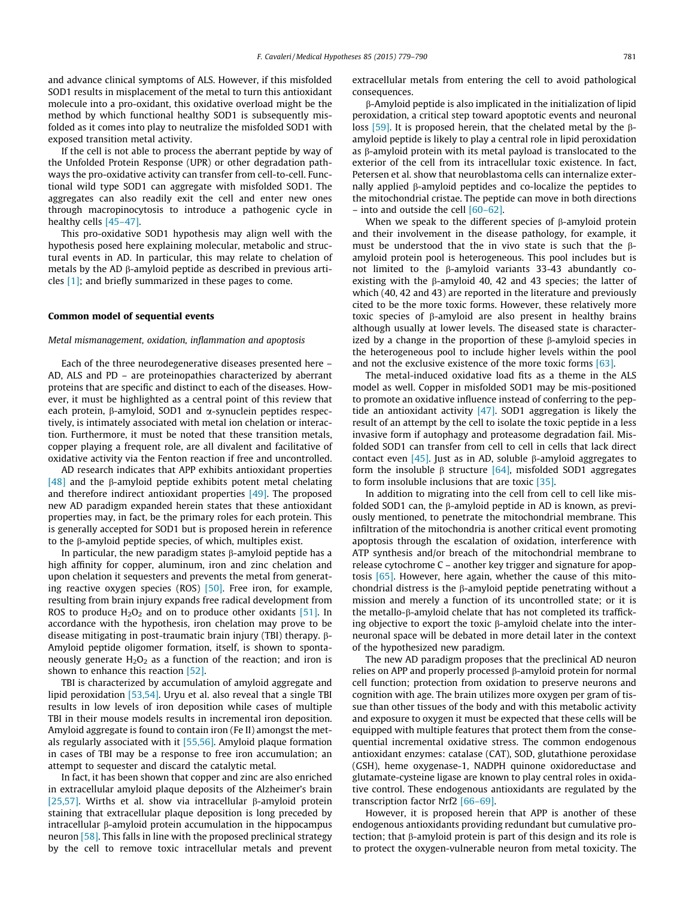and advance clinical symptoms of ALS. However, if this misfolded SOD1 results in misplacement of the metal to turn this antioxidant molecule into a pro-oxidant, this oxidative overload might be the method by which functional healthy SOD1 is subsequently misfolded as it comes into play to neutralize the misfolded SOD1 with exposed transition metal activity.

If the cell is not able to process the aberrant peptide by way of the Unfolded Protein Response (UPR) or other degradation pathways the pro-oxidative activity can transfer from cell-to-cell. Functional wild type SOD1 can aggregate with misfolded SOD1. The aggregates can also readily exit the cell and enter new ones through macropinocytosis to introduce a pathogenic cycle in healthy cells [45–47].

This pro-oxidative SOD1 hypothesis may align well with the hypothesis posed here explaining molecular, metabolic and structural events in AD. In particular, this may relate to chelation of metals by the AD β-amyloid peptide as described in previous articles [1]; and briefly summarized in these pages to come.

## Common model of sequential events

### *Metal mismanagement, oxidation, inflammation and apoptosis*

Each of the three neurodegenerative diseases presented here – AD, ALS and PD – are proteinopathies characterized by aberrant proteins that are specific and distinct to each of the diseases. However, it must be highlighted as a central point of this review that each protein, β-amyloid, SOD1 and α-synuclein peptides respectively, is intimately associated with metal ion chelation or interaction. Furthermore, it must be noted that these transition metals, copper playing a frequent role, are all divalent and facilitative of oxidative activity via the Fenton reaction if free and uncontrolled.

AD research indicates that APP exhibits antioxidant properties [48] and the β-amyloid peptide exhibits potent metal chelating and therefore indirect antioxidant properties [49]. The proposed new AD paradigm expanded herein states that these antioxidant properties may, in fact, be the primary roles for each protein. This is generally accepted for SOD1 but is proposed herein in reference to the β-amyloid peptide species, of which, multiples exist.

In particular, the new paradigm states β-amyloid peptide has a high affinity for copper, aluminum, iron and zinc chelation and upon chelation it sequesters and prevents the metal from generating reactive oxygen species (ROS) [50]. Free iron, for example, resulting from brain injury expands free radical development from ROS to produce $H_2O_2$ and on to produce other oxidants [51]. In accordance with the hypothesis, iron chelation may prove to be disease mitigating in post-traumatic brain injury (TBI) therapy. β-Amyloid peptide oligomer formation, itself, is shown to spontaneously generate $H_2O_2$ as a function of the reaction; and iron is shown to enhance this reaction [52].

TBI is characterized by accumulation of amyloid aggregate and lipid peroxidation [53,54]. Uryu et al. also reveal that a single TBI results in low levels of iron deposition while cases of multiple TBI in their mouse models results in incremental iron deposition. Amyloid aggregate is found to contain iron (Fe II) amongst the metals regularly associated with it [55,56]. Amyloid plaque formation in cases of TBI may be a response to free iron accumulation; an attempt to sequester and discard the catalytic metal.

In fact, it has been shown that copper and zinc are also enriched in extracellular amyloid plaque deposits of the Alzheimer's brain [25,57]. Wirths et al. show via intracellular β-amyloid protein staining that extracellular plaque deposition is long preceded by intracellular β-amyloid protein accumulation in the hippocampus neuron [58]. This falls in line with the proposed preclinical strategy by the cell to remove toxic intracellular metals and prevent extracellular metals from entering the cell to avoid pathological consequences.

β-Amyloid peptide is also implicated in the initialization of lipid peroxidation, a critical step toward apoptotic events and neuronal loss [59]. It is proposed herein, that the chelated metal by the β-amyloid peptide is likely to play a central role in lipid peroxidation as β-amyloid protein with its metal payload is translocated to the exterior of the cell from its intracellular toxic existence. In fact, Petersen et al. show that neuroblastoma cells can internalize externally applied β-amyloid peptides and co-localize the peptides to the mitochondrial cristae. The peptide can move in both directions – into and outside the cell [60–62].

When we speak to the different species of β-amyloid protein and their involvement in the disease pathology, for example, it must be understood that the in vivo state is such that the β-amyloid protein pool is heterogeneous. This pool includes but is not limited to the β-amyloid variants 33-43 abundantly co-existing with the β-amyloid 40, 42 and 43 species; the latter of which (40, 42 and 43) are reported in the literature and previously cited to be the more toxic forms. However, these relatively more toxic species of β-amyloid are also present in healthy brains although usually at lower levels. The diseased state is characterized by a change in the proportion of these β-amyloid species in the heterogeneous pool to include higher levels within the pool and not the exclusive existence of the more toxic forms [63].

The metal-induced oxidative load fits as a theme in the ALS model as well. Copper in misfolded SOD1 may be mis-positioned to promote an oxidative influence instead of conferring to the peptide an antioxidant activity [47]. SOD1 aggregation is likely the result of an attempt by the cell to isolate the toxic peptide in a less invasive form if autophagy and proteasome degradation fail. Misfolded SOD1 can transfer from cell to cell in cells that lack direct contact even [45]. Just as in AD, soluble β-amyloid aggregates to form the insoluble β structure [64], misfolded SOD1 aggregates to form insoluble inclusions that are toxic [35].

In addition to migrating into the cell from cell to cell like misfolded SOD1 can, the β-amyloid peptide in AD is known, as previously mentioned, to penetrate the mitochondrial membrane. This infiltration of the mitochondria is another critical event promoting apoptosis through the escalation of oxidation, interference with ATP synthesis and/or breach of the mitochondrial membrane to release cytochrome C – another key trigger and signature for apoptosis [65]. However, here again, whether the cause of this mitochondrial distress is the β-amyloid peptide penetrating without a mission and merely a function of its uncontrolled state; or it is the metallo-β-amyloid chelate that has not completed its trafficking objective to export the toxic β-amyloid chelate into the inter-neuronal space will be debated in more detail later in the context of the hypothesized new paradigm.

The new AD paradigm proposes that the preclinical AD neuron relies on APP and properly processed β-amyloid protein for normal cell function; protection from oxidation to preserve neurons and cognition with age. The brain utilizes more oxygen per gram of tissue than other tissues of the body and with this metabolic activity and exposure to oxygen it must be expected that these cells will be equipped with multiple features that protect them from the consequential incremental oxidative stress. The common endogenous antioxidant enzymes: catalase (CAT), SOD, glutathione peroxidase (GSH), heme oxygenase-1, NADPH quinone oxidoreductase and glutamate-cysteine ligase are known to play central roles in oxidative control. These endogenous antioxidants are regulated by the transcription factor Nrf2 [66–69].

However, it is proposed herein that APP is another of these endogenous antioxidants providing redundant but cumulative protection; that β-amyloid protein is part of this design and its role is to protect the oxygen-vulnerable neuron from metal toxicity. The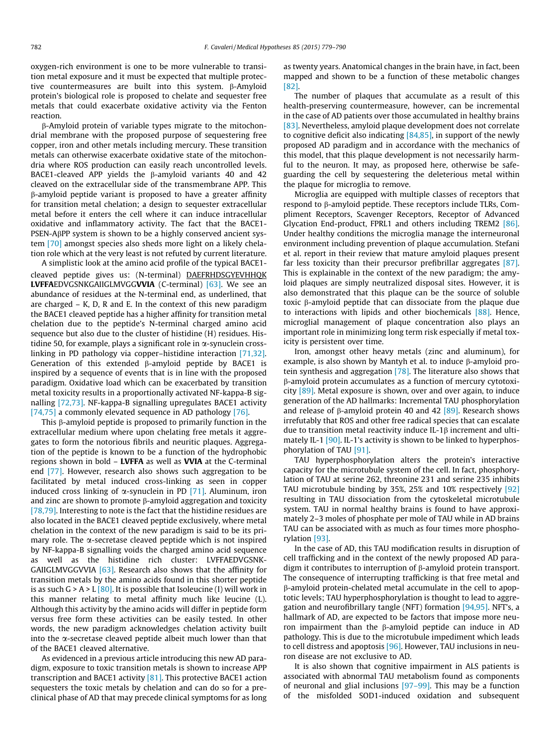oxygen-rich environment is one to be more vulnerable to transition metal exposure and it must be expected that multiple protective countermeasures are built into this system. β-Amyloid protein's biological role is proposed to chelate and sequester free metals that could exacerbate oxidative activity via the Fenton reaction.

β-Amyloid protein of variable types migrate to the mitochondrial membrane with the proposed purpose of sequestering free copper, iron and other metals including mercury. These transition metals can otherwise exacerbate oxidative state of the mitochondria where ROS production can easily reach uncontrolled levels. BACE1-cleaved APP yields the β-amyloid variants 40 and 42 cleaved on the extracellular side of the transmembrane APP. This β-amyloid peptide variant is proposed to have a greater affinity for transition metal chelation; a design to sequester extracellular metal before it enters the cell where it can induce intracellular oxidative and inflammatory activity. The fact that the BACE1-PSEN-AβPP system is shown to be a highly conserved ancient system [70] amongst species also sheds more light on a likely chelation role which at the very least is not refuted by current literature.

A simplistic look at the amino acid profile of the typical BACE1-cleaved peptide gives us: (N-terminal) <u>DAEFRHDSGYEVHHQK</u> **LVFFA**EDVGSNKGAIIGLMVGG**VVIA** (C-terminal) [63]. We see an abundance of residues at the N-terminal end, as underlined, that are charged – K, D, R and E. In the context of this new paradigm the BACE1 cleaved peptide has a higher affinity for transition metal chelation due to the peptide's N-terminal charged amino acid sequence but also due to the cluster of histidine (H) residues. Histidine 50, for example, plays a significant role in α-synuclein cross-linking in PD pathology via copper–histidine interaction [71,32]. Generation of this extended β-amyloid peptide by BACE1 is inspired by a sequence of events that is in line with the proposed paradigm. Oxidative load which can be exacerbated by transition metal toxicity results in a proportionally activated NF-kappa-B signalling [72,73]. NF-kappa-B signalling upregulates BACE1 activity [74,75] a commonly elevated sequence in AD pathology [76].

This β-amyloid peptide is proposed to primarily function in the extracellular medium where upon chelating free metals it aggregates to form the notorious fibrils and neuritic plaques. Aggregation of the peptide is known to be a function of the hydrophobic regions shown in bold – **LVFFA** and **VVIA** at the C-terminal end [77]. However, research also shows such aggregation to be facilitated by metal induced cross-linking as seen in copper induced cross linking of α-synuclein in PD [71]. Aluminum, iron and zinc are shown to promote β-amyloid aggregation and toxicity [78,79]. Interesting to note is the fact that the histidine residues are also located in the BACE1 cleaved peptide exclusively, where metal chelation in the context of the new paradigm is said to be its primary role. The α-secretase cleaved peptide which is not inspired by NF-kappa-B signalling voids the charged amino acid sequence as well as the histidine rich cluster: LVFFAEDVGSNKGAIIGLMVGGVVIA [63]. Research also shows that the affinity for transition metals by the amino acids found in this shorter peptide is as such G > A > L [80]. It is possible that Isoleucine (I) will work in this manner relating to metal affinity much like leucine (L). Although this activity by the amino acids will differ in peptide form versus free form these activities can be easily tested. In other words, the new paradigm acknowledges chelation activity built into the α-secretase cleaved peptide albeit much lower than that of the BACE1 cleaved alternative.

As evidenced in a previous article introducing this new AD paradigm, exposure to toxic transition metals is shown to increase APP transcription and BACE1 activity [81]. This protective BACE1 action sequesters the toxic metals by chelation and can do so for a preclinical phase of AD that may precede clinical symptoms for as long as twenty years. Anatomical changes in the brain have, in fact, been mapped and shown to be a function of these metabolic changes [82].

The number of plaques that accumulate as a result of this health-preserving countermeasure, however, can be incremental in the case of AD patients over those accumulated in healthy brains [83]. Nevertheless, amyloid plaque development does not correlate to cognitive deficit also indicating [84,85], in support of the newly proposed AD paradigm and in accordance with the mechanics of this model, that this plaque development is not necessarily harmful to the neuron. It may, as proposed here, otherwise be safeguarding the cell by sequestering the deleterious metal within the plaque for microglia to remove.

Microglia are equipped with multiple classes of receptors that respond to β-amyloid peptide. These receptors include TLRs, Compliment Receptors, Scavenger Receptors, Receptor of Advanced Glycation End-product, FPRL1 and others including TREM2 [86]. Under healthy conditions the microglia manage the interneuronal environment including prevention of plaque accumulation. Stefani et al. report in their review that mature amyloid plaques present far less toxicity than their precursor prefibrillar aggregates [87]. This is explainable in the context of the new paradigm; the amyloid plaques are simply neutralized disposal sites. However, it is also demonstrated that this plaque can be the source of soluble toxic β-amyloid peptide that can dissociate from the plaque due to interactions with lipids and other biochemicals [88]. Hence, microglial management of plaque concentration also plays an important role in minimizing long term risk especially if metal toxicity is persistent over time.

Iron, amongst other heavy metals (zinc and aluminum), for example, is also shown by Mantyh et al. to induce β-amyloid protein synthesis and aggregation [78]. The literature also shows that β-amyloid protein accumulates as a function of mercury cytotoxicity [89]. Metal exposure is shown, over and over again, to induce generation of the AD hallmarks: Incremental TAU phosphorylation and release of β-amyloid protein 40 and 42 [89]. Research shows irrefutably that ROS and other free radical species that can escalate due to transition metal reactivity induce IL-1β increment and ultimately IL-1 [90]. IL-1's activity is shown to be linked to hyperphosphorylation of TAU [91].

TAU hyperphosphorylation alters the protein's interactive capacity for the microtubule system of the cell. In fact, phosphorylation of TAU at serine 262, threonine 231 and serine 235 inhibits TAU microtubule binding by 35%, 25% and 10% respectively [92] resulting in TAU dissociation from the cytoskeletal microtubule system. TAU in normal healthy brains is found to have approximately 2–3 moles of phosphate per mole of TAU while in AD brains TAU can be associated with as much as four times more phosphorylation [93].

In the case of AD, this TAU modification results in disruption of cell trafficking and in the context of the newly proposed AD paradigm it contributes to interruption of β-amyloid protein transport. The consequence of interrupting trafficking is that free metal and β-amyloid protein-chelated metal accumulate in the cell to apoptotic levels; TAU hyperphosphorylation is thought to lead to aggregation and neurofibrillary tangle (NFT) formation [94,95]. NFT's, a hallmark of AD, are expected to be factors that impose more neuron impairment than the β-amyloid peptide can induce in AD pathology. This is due to the microtubule impediment which leads to cell distress and apoptosis [96]. However, TAU inclusions in neuron disease are not exclusive to AD.

It is also shown that cognitive impairment in ALS patients is associated with abnormal TAU metabolism found as components of neuronal and glial inclusions [97–99]. This may be a function of the misfolded SOD1-induced oxidation and subsequent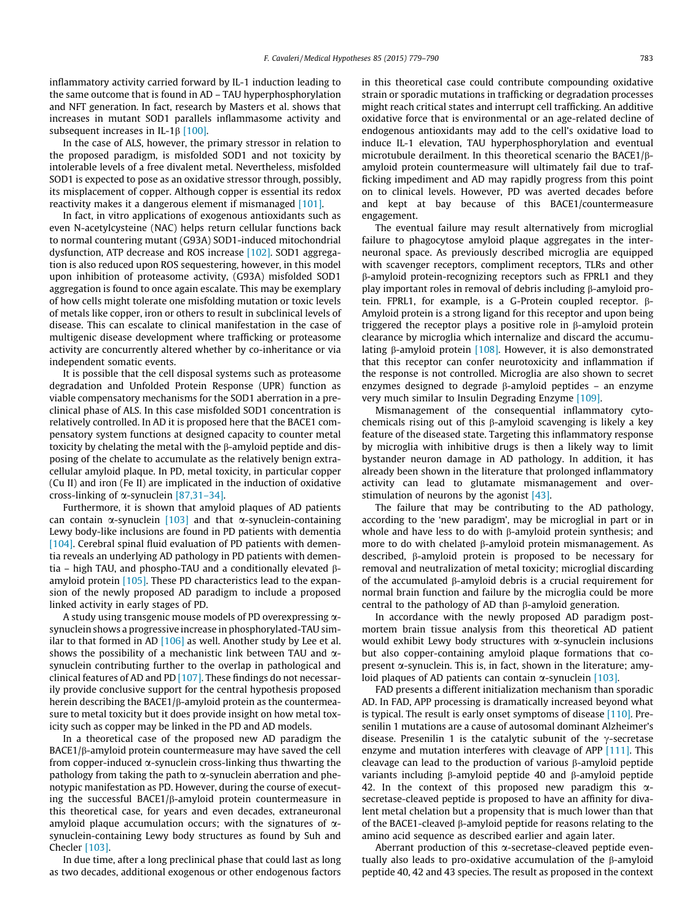inflammatory activity carried forward by IL-1 induction leading to the same outcome that is found in AD – TAU hyperphosphorylation and NFT generation. In fact, research by Masters et al. shows that increases in mutant SOD1 parallels inflammasome activity and subsequent increases in IL-1β [100].

In the case of ALS, however, the primary stressor in relation to the proposed paradigm, is misfolded SOD1 and not toxicity by intolerable levels of a free divalent metal. Nevertheless, misfolded SOD1 is expected to pose as an oxidative stressor through, possibly, its misplacement of copper. Although copper is essential its redox reactivity makes it a dangerous element if mismanaged [101].

In fact, in vitro applications of exogenous antioxidants such as even N-acetylcysteine (NAC) helps return cellular functions back to normal countering mutant (G93A) SOD1-induced mitochondrial dysfunction, ATP decrease and ROS increase [102]. SOD1 aggregation is also reduced upon ROS sequestering, however, in this model upon inhibition of proteasome activity, (G93A) misfolded SOD1 aggregation is found to once again escalate. This may be exemplary of how cells might tolerate one misfolding mutation or toxic levels of metals like copper, iron or others to result in subclinical levels of disease. This can escalate to clinical manifestation in the case of multigenic disease development where trafficking or proteasome activity are concurrently altered whether by co-inheritance or via independent somatic events.

It is possible that the cell disposal systems such as proteasome degradation and Unfolded Protein Response (UPR) function as viable compensatory mechanisms for the SOD1 aberration in a preclinical phase of ALS. In this case misfolded SOD1 concentration is relatively controlled. In AD it is proposed here that the BACE1 compensatory system functions at designed capacity to counter metal toxicity by chelating the metal with the β-amyloid peptide and disposing of the chelate to accumulate as the relatively benign extracellular amyloid plaque. In PD, metal toxicity, in particular copper (Cu II) and iron (Fe II) are implicated in the induction of oxidative cross-linking of α-synuclein [87,31–34].

Furthermore, it is shown that amyloid plaques of AD patients can contain α-synuclein [103] and that α-synuclein-containing Lewy body-like inclusions are found in PD patients with dementia [104]. Cerebral spinal fluid evaluation of PD patients with dementia reveals an underlying AD pathology in PD patients with dementia – high TAU, and phospho-TAU and a conditionally elevated β-amyloid protein [105]. These PD characteristics lead to the expansion of the newly proposed AD paradigm to include a proposed linked activity in early stages of PD.

A study using transgenic mouse models of PD overexpressing α-synuclein shows a progressive increase in phosphorylated-TAU similar to that formed in AD [106] as well. Another study by Lee et al. shows the possibility of a mechanistic link between TAU and α-synuclein contributing further to the overlap in pathological and clinical features of AD and PD [107]. These findings do not necessarily provide conclusive support for the central hypothesis proposed herein describing the BACE1/β-amyloid protein as the countermeasure to metal toxicity but it does provide insight on how metal toxicity such as copper may be linked in the PD and AD models.

In a theoretical case of the proposed new AD paradigm the BACE1/β-amyloid protein countermeasure may have saved the cell from copper-induced α-synuclein cross-linking thus thwarting the pathology from taking the path to α-synuclein aberration and phenotypic manifestation as PD. However, during the course of executing the successful BACE1/β-amyloid protein countermeasure in this theoretical case, for years and even decades, extraneuronal amyloid plaque accumulation occurs; with the signatures of α-synuclein-containing Lewy body structures as found by Suh and Checler [103].

In due time, after a long preclinical phase that could last as long as two decades, additional exogenous or other endogenous factors in this theoretical case could contribute compounding oxidative strain or sporadic mutations in trafficking or degradation processes might reach critical states and interrupt cell trafficking. An additive oxidative force that is environmental or an age-related decline of endogenous antioxidants may add to the cell's oxidative load to induce IL-1 elevation, TAU hyperphosphorylation and eventual microtubule derailment. In this theoretical scenario the BACE1/β-amyloid protein countermeasure will ultimately fail due to trafficking impediment and AD may rapidly progress from this point on to clinical levels. However, PD was averted decades before and kept at bay because of this BACE1/countermeasure engagement.

The eventual failure may result alternatively from microglial failure to phagocytose amyloid plaque aggregates in the inter-neuronal space. As previously described microglia are equipped with scavenger receptors, compliment receptors, TLRs and other β-amyloid protein-recognizing receptors such as FPRL1 and they play important roles in removal of debris including β-amyloid protein. FPRL1, for example, is a G-Protein coupled receptor. β-Amyloid protein is a strong ligand for this receptor and upon being triggered the receptor plays a positive role in β-amyloid protein clearance by microglia which internalize and discard the accumulating β-amyloid protein [108]. However, it is also demonstrated that this receptor can confer neurotoxicity and inflammation if the response is not controlled. Microglia are also shown to secret enzymes designed to degrade β-amyloid peptides – an enzyme very much similar to Insulin Degrading Enzyme [109].

Mismanagement of the consequential inflammatory cytochemicals rising out of this β-amyloid scavenging is likely a key feature of the diseased state. Targeting this inflammatory response by microglia with inhibitive drugs is then a likely way to limit bystander neuron damage in AD pathology. In addition, it has already been shown in the literature that prolonged inflammatory activity can lead to glutamate mismanagement and overstimulation of neurons by the agonist [43].

The failure that may be contributing to the AD pathology, according to the 'new paradigm', may be microglial in part or in whole and have less to do with β-amyloid protein synthesis; and more to do with chelated β-amyloid protein mismanagement. As described, β-amyloid protein is proposed to be necessary for removal and neutralization of metal toxicity; microglial discarding of the accumulated β-amyloid debris is a crucial requirement for normal brain function and failure by the microglia could be more central to the pathology of AD than β-amyloid generation.

In accordance with the newly proposed AD paradigm post-mortem brain tissue analysis from this theoretical AD patient would exhibit Lewy body structures with α-synuclein inclusions but also copper-containing amyloid plaque formations that co-present α-synuclein. This is, in fact, shown in the literature; amyloid plaques of AD patients can contain α-synuclein [103].

FAD presents a different initialization mechanism than sporadic AD. In FAD, APP processing is dramatically increased beyond what is typical. The result is early onset symptoms of disease [110]. Presenilin 1 mutations are a cause of autosomal dominant Alzheimer's disease. Presenilin 1 is the catalytic subunit of the γ-secretase enzyme and mutation interferes with cleavage of APP [111]. This cleavage can lead to the production of various β-amyloid peptide variants including β-amyloid peptide 40 and β-amyloid peptide 42. In the context of this proposed new paradigm this α-secretase-cleaved peptide is proposed to have an affinity for divalent metal chelation but a propensity that is much lower than that of the BACE1-cleaved β-amyloid peptide for reasons relating to the amino acid sequence as described earlier and again later.

Aberrant production of this α-secretase-cleaved peptide eventually also leads to pro-oxidative accumulation of the β-amyloid peptide 40, 42 and 43 species. The result as proposed in the context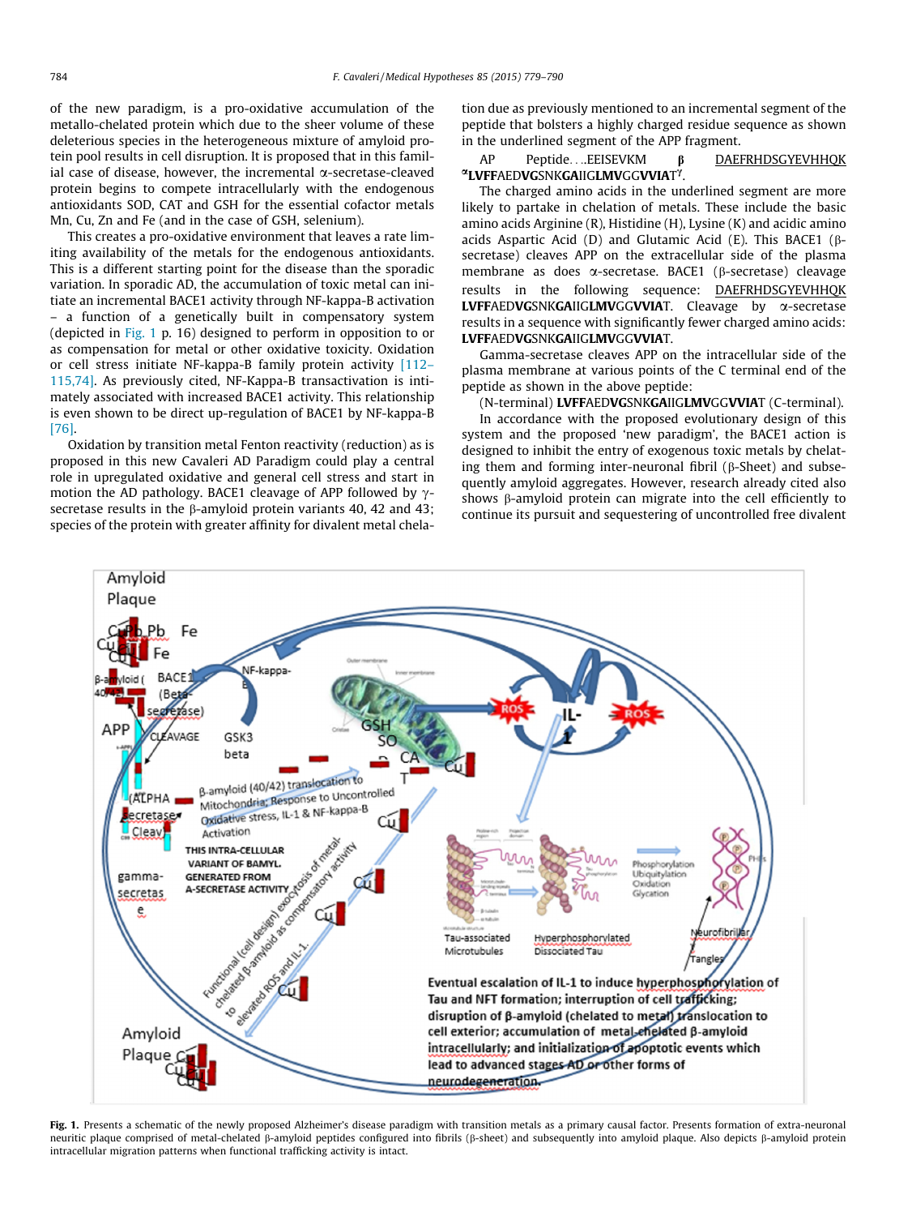of the new paradigm, is a pro-oxidative accumulation of the metallo-chelated protein which due to the sheer volume of these deleterious species in the heterogeneous mixture of amyloid protein pool results in cell disruption. It is proposed that in this familial case of disease, however, the incremental α-secretase-cleaved protein begins to compete intracellularly with the endogenous antioxidants SOD, CAT and GSH for the essential cofactor metals Mn, Cu, Zn and Fe (and in the case of GSH, selenium).

This creates a pro-oxidative environment that leaves a rate limiting availability of the metals for the endogenous antioxidants. This is a different starting point for the disease than the sporadic variation. In sporadic AD, the accumulation of toxic metal can initiate an incremental BACE1 activity through NF-kappa-B activation – a function of a genetically built in compensatory system (depicted in Fig. 1 p. 16) designed to perform in opposition to or as compensation for metal or other oxidative toxicity. Oxidation or cell stress initiate NF-kappa-B family protein activity [112–115,74]. As previously cited, NF-Kappa-B transactivation is intimately associated with increased BACE1 activity. This relationship is even shown to be direct up-regulation of BACE1 by NF-kappa-B [76].

Oxidation by transition metal Fenton reactivity (reduction) as is proposed in this new Cavaleri AD Paradigm could play a central role in upregulated oxidative and general cell stress and start in motion the AD pathology. BACE1 cleavage of APP followed by γ-secretase results in the β-amyloid protein variants 40, 42 and 43; species of the protein with greater affinity for divalent metal chelation due as previously mentioned to an incremental segment of the peptide that bolsters a highly charged residue sequence as shown in the underlined segment of the APP fragment.

AP Peptide. . .EEISEVKM **β** <u>DAEFRHDSGYEVHHQK</u> $^{\alpha}$**LVFF**AED**VG**SNK**GA**IIG**LMV**GG**VVIA**T$^{\gamma}$.

The charged amino acids in the underlined segment are more likely to partake in chelation of metals. These include the basic amino acids Arginine (R), Histidine (H), Lysine (K) and acidic amino acids Aspartic Acid (D) and Glutamic Acid (E). This BACE1 (β-secretase) cleaves APP on the extracellular side of the plasma membrane as does α-secretase. BACE1 (β-secretase) cleavage results in the following sequence: <u>DAEFRHDSGYEVHHQK</u> **LVFF**AED**VG**SNK**GA**IIG**LMV**GG**VVIA**T. Cleavage by α-secretase results in a sequence with significantly fewer charged amino acids: **LVFF**AED**VG**SNK**GA**IIG**LMV**GG**VVIA**T.

Gamma-secretase cleaves APP on the intracellular side of the plasma membrane at various points of the C terminal end of the peptide as shown in the above peptide:

(N-terminal) **LVFF**AED**VG**SNK**GA**IIG**LMV**GG**VVIA**T (C-terminal).

In accordance with the proposed evolutionary design of this system and the proposed 'new paradigm', the BACE1 action is designed to inhibit the entry of exogenous toxic metals by chelating them and forming inter-neuronal fibril (β-Sheet) and subsequently amyloid aggregates. However, research already cited also shows β-amyloid protein can migrate into the cell efficiently to continue its pursuit and sequestering of uncontrolled free divalent

**Fig. 1.** Presents a schematic of the newly proposed Alzheimer's disease paradigm with transition metals as a primary causal factor. Presents formation of extra-neuronal neuritic plaque comprised of metal-chelated β-amyloid peptides configured into fibrils (β-sheet) and subsequently into amyloid plaque. Also depicts β-amyloid protein intracellular migration patterns when functional trafficking activity is intact.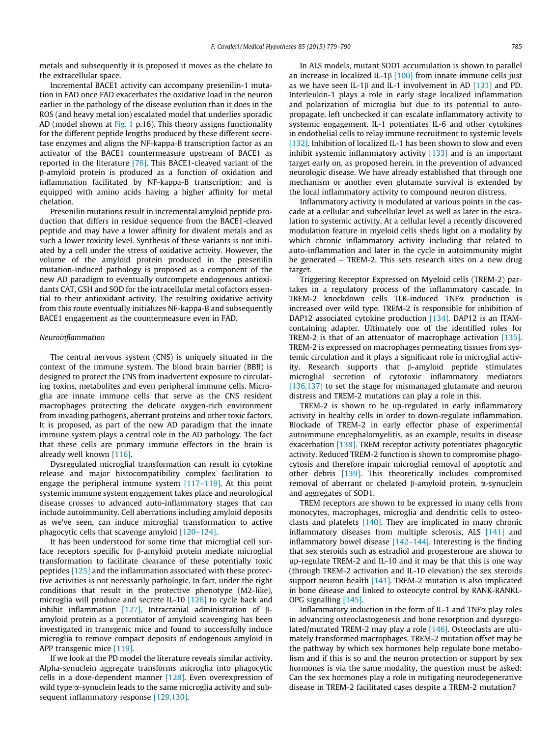metals and subsequently it is proposed it moves as the chelate to the extracellular space.

Incremental BACE1 activity can accompany presenilin-1 mutation in FAD once FAD exacerbates the oxidative load in the neuron earlier in the pathology of the disease evolution than it does in the ROS (and heavy metal ion) escalated model that underlies sporadic AD (model shown at Fig. 1 p.16). This theory assigns functionality for the different peptide lengths produced by these different secretase enzymes and aligns the NF-kappa-B transcription factor as an activator of the BACE1 countermeasure upstream of BACE1 as reported in the literature [76]. This BACE1-cleaved variant of the β-amyloid protein is produced as a function of oxidation and inflammation facilitated by NF-kappa-B transcription; and is equipped with amino acids having a higher affinity for metal chelation.

Presenilin mutations result in incremental amyloid peptide production that differs in residue sequence from the BACE1-cleaved peptide and may have a lower affinity for divalent metals and as such a lower toxicity level. Synthesis of these variants is not initiated by a cell under the stress of oxidative activity. However, the volume of the amyloid protein produced in the presenilin mutation-induced pathology is proposed as a component of the new AD paradigm to eventually outcompete endogenous antioxidants CAT, GSH and SOD for the intracellular metal cofactors essential to their antioxidant activity. The resulting oxidative activity from this route eventually initializes NF-kappa-B and subsequently BACE1 engagement as the countermeasure even in FAD.

*Neuroinflammation*

The central nervous system (CNS) is uniquely situated in the context of the immune system. The blood brain barrier (BBB) is designed to protect the CNS from inadvertent exposure to circulating toxins, metabolites and even peripheral immune cells. Microglia are innate immune cells that serve as the CNS resident macrophages protecting the delicate oxygen-rich environment from invading pathogens, aberrant proteins and other toxic factors. It is proposed, as part of the new AD paradigm that the innate immune system plays a central role in the AD pathology. The fact that these cells are primary immune effectors in the brain is already well known [116].

Dysregulated microglial transformation can result in cytokine release and major histocompatibility complex facilitation to engage the peripheral immune system [117–119]. At this point systemic immune system engagement takes place and neurological disease crosses to advanced auto-inflammatory stages that can include autoimmunity. Cell aberrations including amyloid deposits as we've seen, can induce microglial transformation to active phagocytic cells that scavenge amyloid [120–124].

It has been understood for some time that microglial cell surface receptors specific for β-amyloid protein mediate microglial transformation to facilitate clearance of these potentially toxic peptides [125] and the inflammation associated with these protective activities is not necessarily pathologic. In fact, under the right conditions that result in the protective phenotype (M2-like), microglia will produce and secrete IL-10 [126] to cycle back and inhibit inflammation [127]. Intracranial administration of β-amyloid protein as a potentiator of amyloid scavenging has been investigated in transgenic mice and found to successfully induce microglia to remove compact deposits of endogenous amyloid in APP transgenic mice [119].

If we look at the PD model the literature reveals similar activity. Alpha-synuclein aggregate transforms microglia into phagocytic cells in a dose-dependent manner [128]. Even overexpression of wild type α-synuclein leads to the same microglia activity and subsequent inflammatory response [129,130].

In ALS models, mutant SOD1 accumulation is shown to parallel an increase in localized IL-1β [100] from innate immune cells just as we have seen IL-1β and IL-1 involvement in AD [131] and PD. Interleukin-1 plays a role in early stage localized inflammation and polarization of microglia but due to its potential to auto-propagate, left unchecked it can escalate inflammatory activity to systemic engagement. IL-1 potentiates IL-6 and other cytokines in endothelial cells to relay immune recruitment to systemic levels [132]. Inhibition of localized IL-1 has been shown to slow and even inhibit systemic inflammatory activity [133] and is an important target early on, as proposed herein, in the prevention of advanced neurologic disease. We have already established that through one mechanism or another even glutamate survival is extended by the local inflammatory activity to compound neuron distress.

Inflammatory activity is modulated at various points in the cascade at a cellular and subcellular level as well as later in the escalation to systemic activity. At a cellular level a recently discovered modulation feature in myeloid cells sheds light on a modality by which chronic inflammatory activity including that related to auto-inflammation and later in the cycle in autoimmunity might be generated – TREM-2. This sets research sites on a new drug target.

Triggering Receptor Expressed on Myeloid cells (TREM-2) partakes in a regulatory process of the inflammatory cascade. In TREM-2 knockdown cells TLR-induced TNFα production is increased over wild type. TREM-2 is responsible for inhibition of DAP12 associated cytokine production [134]. DAP12 is an ITAM-containing adapter. Ultimately one of the identified roles for TREM-2 is that of an attenuator of macrophage activation [135]. TREM-2 is expressed on macrophages permeating tissues from systemic circulation and it plays a significant role in microglial activity. Research supports that β-amyloid peptide stimulates microglial secretion of cytotoxic inflammatory mediators [136,137] to set the stage for mismanaged glutamate and neuron distress and TREM-2 mutations can play a role in this.

TREM-2 is shown to be up-regulated in early inflammatory activity in healthy cells in order to down-regulate inflammation. Blockade of TREM-2 in early effector phase of experimental autoimmune encephalomyelitis, as an example, results in disease exacerbation [138]. TREM receptor activity potentiates phagocytic activity. Reduced TREM-2 function is shown to compromise phagocytosis and therefore impair microglial removal of apoptotic and other debris [139]. This theoretically includes compromised removal of aberrant or chelated β-amyloid protein, α-synuclein and aggregates of SOD1.

TREM receptors are shown to be expressed in many cells from monocytes, macrophages, microglia and dendritic cells to osteoclasts and platelets [140]. They are implicated in many chronic inflammatory diseases from multiple sclerosis, ALS [141] and inflammatory bowel disease [142–144]. Interesting is the finding that sex steroids such as estradiol and progesterone are shown to up-regulate TREM-2 and IL-10 and it may be that this is one way (through TREM-2 activation and IL-10 elevation) the sex steroids support neuron health [141]. TREM-2 mutation is also implicated in bone disease and linked to osteocyte control by RANK-RANKL-OPG signalling [145].

Inflammatory induction in the form of IL-1 and TNFα play roles in advancing osteoclastogenesis and bone resorption and dysregulated/mutated TREM-2 may play a role [146]. Osteoclasts are ultimately transformed macrophages. TREM-2 mutation offset may be the pathway by which sex hormones help regulate bone metabolism and if this is so and the neuron protection or support by sex hormones is via the same modality, the question must be asked: Can the sex hormones play a role in mitigating neurodegenerative disease in TREM-2 facilitated cases despite a TREM-2 mutation?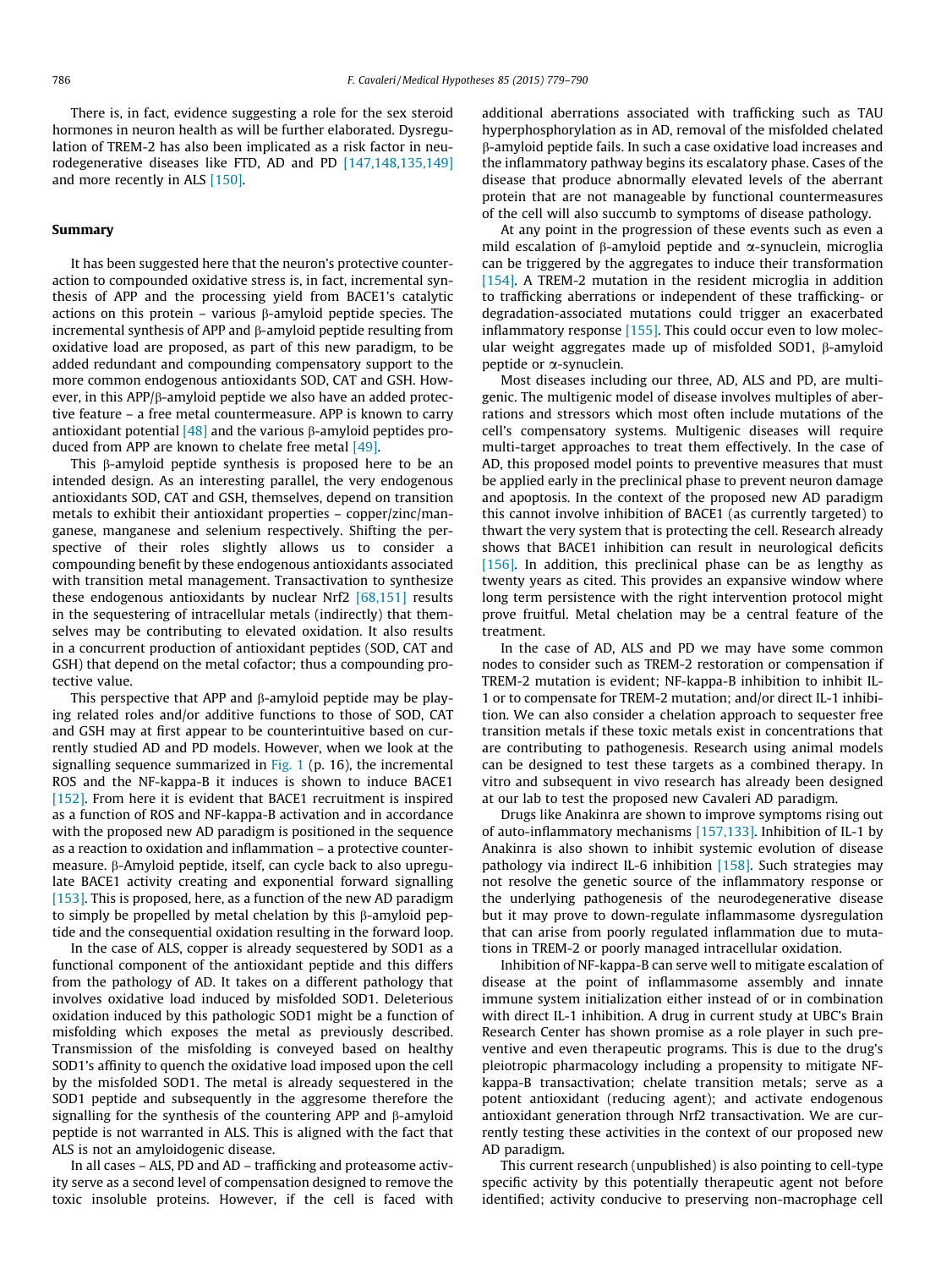There is, in fact, evidence suggesting a role for the sex steroid hormones in neuron health as will be further elaborated. Dysregulation of TREM-2 has also been implicated as a risk factor in neurodegenerative diseases like FTD, AD and PD [147,148,135,149] and more recently in ALS [150].

## Summary

It has been suggested here that the neuron's protective counteraction to compounded oxidative stress is, in fact, incremental synthesis of APP and the processing yield from BACE1's catalytic actions on this protein – various β-amyloid peptide species. The incremental synthesis of APP and β-amyloid peptide resulting from oxidative load are proposed, as part of this new paradigm, to be added redundant and compounding compensatory support to the more common endogenous antioxidants SOD, CAT and GSH. However, in this APP/β-amyloid peptide we also have an added protective feature – a free metal countermeasure. APP is known to carry antioxidant potential [48] and the various β-amyloid peptides produced from APP are known to chelate free metal [49].

This β-amyloid peptide synthesis is proposed here to be an intended design. As an interesting parallel, the very endogenous antioxidants SOD, CAT and GSH, themselves, depend on transition metals to exhibit their antioxidant properties – copper/zinc/manganese, manganese and selenium respectively. Shifting the perspective of their roles slightly allows us to consider a compounding benefit by these endogenous antioxidants associated with transition metal management. Transactivation to synthesize these endogenous antioxidants by nuclear Nrf2 [68,151] results in the sequestering of intracellular metals (indirectly) that themselves may be contributing to elevated oxidation. It also results in a concurrent production of antioxidant peptides (SOD, CAT and GSH) that depend on the metal cofactor; thus a compounding protective value.

This perspective that APP and β-amyloid peptide may be playing related roles and/or additive functions to those of SOD, CAT and GSH may at first appear to be counterintuitive based on currently studied AD and PD models. However, when we look at the signalling sequence summarized in Fig. 1 (p. 16), the incremental ROS and the NF-kappa-B it induces is shown to induce BACE1 [152]. From here it is evident that BACE1 recruitment is inspired as a function of ROS and NF-kappa-B activation and in accordance with the proposed new AD paradigm is positioned in the sequence as a reaction to oxidation and inflammation – a protective countermeasure. β-Amyloid peptide, itself, can cycle back to also upregulate BACE1 activity creating and exponential forward signalling [153]. This is proposed, here, as a function of the new AD paradigm to simply be propelled by metal chelation by this β-amyloid peptide and the consequential oxidation resulting in the forward loop.

In the case of ALS, copper is already sequestered by SOD1 as a functional component of the antioxidant peptide and this differs from the pathology of AD. It takes on a different pathology that involves oxidative load induced by misfolded SOD1. Deleterious oxidation induced by this pathologic SOD1 might be a function of misfolding which exposes the metal as previously described. Transmission of the misfolding is conveyed based on healthy SOD1's affinity to quench the oxidative load imposed upon the cell by the misfolded SOD1. The metal is already sequestered in the SOD1 peptide and subsequently in the aggresome therefore the signalling for the synthesis of the countering APP and β-amyloid peptide is not warranted in ALS. This is aligned with the fact that ALS is not an amyloidogenic disease.

In all cases – ALS, PD and AD – trafficking and proteasome activity serve as a second level of compensation designed to remove the toxic insoluble proteins. However, if the cell is faced with additional aberrations associated with trafficking such as TAU hyperphosphorylation as in AD, removal of the misfolded chelated β-amyloid peptide fails. In such a case oxidative load increases and the inflammatory pathway begins its escalatory phase. Cases of the disease that produce abnormally elevated levels of the aberrant protein that are not manageable by functional countermeasures of the cell will also succumb to symptoms of disease pathology.

At any point in the progression of these events such as even a mild escalation of β-amyloid peptide and α-synuclein, microglia can be triggered by the aggregates to induce their transformation [154]. A TREM-2 mutation in the resident microglia in addition to trafficking aberrations or independent of these trafficking- or degradation-associated mutations could trigger an exacerbated inflammatory response [155]. This could occur even to low molecular weight aggregates made up of misfolded SOD1, β-amyloid peptide or α-synuclein.

Most diseases including our three, AD, ALS and PD, are multigenic. The multigenic model of disease involves multiples of aberrations and stressors which most often include mutations of the cell's compensatory systems. Multigenic diseases will require multi-target approaches to treat them effectively. In the case of AD, this proposed model points to preventive measures that must be applied early in the preclinical phase to prevent neuron damage and apoptosis. In the context of the proposed new AD paradigm this cannot involve inhibition of BACE1 (as currently targeted) to thwart the very system that is protecting the cell. Research already shows that BACE1 inhibition can result in neurological deficits [156]. In addition, this preclinical phase can be as lengthy as twenty years as cited. This provides an expansive window where long term persistence with the right intervention protocol might prove fruitful. Metal chelation may be a central feature of the treatment.

In the case of AD, ALS and PD we may have some common nodes to consider such as TREM-2 restoration or compensation if TREM-2 mutation is evident; NF-kappa-B inhibition to inhibit IL-1 or to compensate for TREM-2 mutation; and/or direct IL-1 inhibition. We can also consider a chelation approach to sequester free transition metals if these toxic metals exist in concentrations that are contributing to pathogenesis. Research using animal models can be designed to test these targets as a combined therapy. In vitro and subsequent in vivo research has already been designed at our lab to test the proposed new Cavaleri AD paradigm.

Drugs like Anakinra are shown to improve symptoms rising out of auto-inflammatory mechanisms [157,133]. Inhibition of IL-1 by Anakinra is also shown to inhibit systemic evolution of disease pathology via indirect IL-6 inhibition [158]. Such strategies may not resolve the genetic source of the inflammatory response or the underlying pathogenesis of the neurodegenerative disease but it may prove to down-regulate inflammasome dysregulation that can arise from poorly regulated inflammation due to mutations in TREM-2 or poorly managed intracellular oxidation.

Inhibition of NF-kappa-B can serve well to mitigate escalation of disease at the point of inflammasome assembly and innate immune system initialization either instead of or in combination with direct IL-1 inhibition. A drug in current study at UBC's Brain Research Center has shown promise as a role player in such preventive and even therapeutic programs. This is due to the drug's pleiotropic pharmacology including a propensity to mitigate NF-kappa-B transactivation; chelate transition metals; serve as a potent antioxidant (reducing agent); and activate endogenous antioxidant generation through Nrf2 transactivation. We are currently testing these activities in the context of our proposed new AD paradigm.

This current research (unpublished) is also pointing to cell-type specific activity by this potentially therapeutic agent not before identified; activity conducive to preserving non-macrophage cell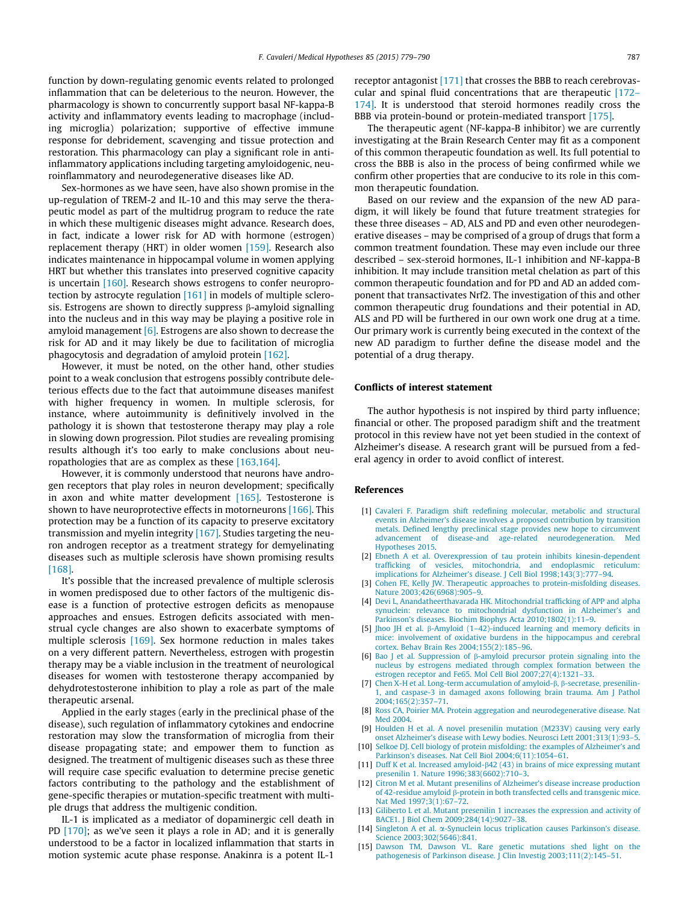function by down-regulating genomic events related to prolonged inflammation that can be deleterious to the neuron. However, the pharmacology is shown to concurrently support basal NF-kappa-B activity and inflammatory events leading to macrophage (including microglia) polarization; supportive of effective immune response for debridement, scavenging and tissue protection and restoration. This pharmacology can play a significant role in anti-inflammatory applications including targeting amyloidogenic, neuroinflammatory and neurodegenerative diseases like AD.

Sex-hormones as we have seen, have also shown promise in the up-regulation of TREM-2 and IL-10 and this may serve the therapeutic model as part of the multidrug program to reduce the rate in which these multigenic diseases might advance. Research does, in fact, indicate a lower risk for AD with hormone (estrogen) replacement therapy (HRT) in older women [159]. Research also indicates maintenance in hippocampal volume in women applying HRT but whether this translates into preserved cognitive capacity is uncertain [160]. Research shows estrogens to confer neuroprotection by astrocyte regulation [161] in models of multiple sclerosis. Estrogens are shown to directly suppress β-amyloid signalling into the nucleus and in this way may be playing a positive role in amyloid management [6]. Estrogens are also shown to decrease the risk for AD and it may likely be due to facilitation of microglia phagocytosis and degradation of amyloid protein [162].

However, it must be noted, on the other hand, other studies point to a weak conclusion that estrogens possibly contribute deleterious effects due to the fact that autoimmune diseases manifest with higher frequency in women. In multiple sclerosis, for instance, where autoimmunity is definitively involved in the pathology it is shown that testosterone therapy may play a role in slowing down progression. Pilot studies are revealing promising results although it's too early to make conclusions about neuropathologies that are as complex as these [163,164].

However, it is commonly understood that neurons have androgen receptors that play roles in neuron development; specifically in axon and white matter development [165]. Testosterone is shown to have neuroprotective effects in motorneurons [166]. This protection may be a function of its capacity to preserve excitatory transmission and myelin integrity [167]. Studies targeting the neuron androgen receptor as a treatment strategy for demyelinating diseases such as multiple sclerosis have shown promising results [168].

It's possible that the increased prevalence of multiple sclerosis in women predisposed due to other factors of the multigenic disease is a function of protective estrogen deficits as menopause approaches and ensues. Estrogen deficits associated with menstrual cycle changes are also shown to exacerbate symptoms of multiple sclerosis [169]. Sex hormone reduction in males takes on a very different pattern. Nevertheless, estrogen with progestin therapy may be a viable inclusion in the treatment of neurological diseases for women with testosterone therapy accompanied by dehydrotestosterone inhibition to play a role as part of the male therapeutic arsenal.

Applied in the early stages (early in the preclinical phase of the disease), such regulation of inflammatory cytokines and endocrine restoration may slow the transformation of microglia from their disease propagating state; and empower them to function as designed. The treatment of multigenic diseases such as these three will require case specific evaluation to determine precise genetic factors contributing to the pathology and the establishment of gene-specific therapies or mutation-specific treatment with multiple drugs that address the multigenic condition.

IL-1 is implicated as a mediator of dopaminergic cell death in PD [170]; as we've seen it plays a role in AD; and it is generally understood to be a factor in localized inflammation that starts in motion systemic acute phase response. Anakinra is a potent IL-1 receptor antagonist [171] that crosses the BBB to reach cerebrovascular and spinal fluid concentrations that are therapeutic [172–174]. It is understood that steroid hormones readily cross the BBB via protein-bound or protein-mediated transport [175].

The therapeutic agent (NF-kappa-B inhibitor) we are currently investigating at the Brain Research Center may fit as a component of this common therapeutic foundation as well. Its full potential to cross the BBB is also in the process of being confirmed while we confirm other properties that are conducive to its role in this common therapeutic foundation.

Based on our review and the expansion of the new AD paradigm, it will likely be found that future treatment strategies for these three diseases – AD, ALS and PD and even other neurodegenerative diseases – may be comprised of a group of drugs that form a common treatment foundation. These may even include our three described – sex-steroid hormones, IL-1 inhibition and NF-kappa-B inhibition. It may include transition metal chelation as part of this common therapeutic foundation and for PD and AD an added component that transactivates Nrf2. The investigation of this and other common therapeutic drug foundations and their potential in AD, ALS and PD will be furthered in our own work one drug at a time. Our primary work is currently being executed in the context of the new AD paradigm to further define the disease model and the potential of a drug therapy.

## Conflicts of interest statement

The author hypothesis is not inspired by third party influence; financial or other. The proposed paradigm shift and the treatment protocol in this review have not yet been studied in the context of Alzheimer's disease. A research grant will be pursued from a federal agency in order to avoid conflict of interest.

## References

[1] Cavaleri F. Paradigm shift redefining molecular, metabolic and structural events in Alzheimer's disease involves a proposed contribution by transition metals. Defined lengthy preclinical stage provides new hope to circumvent advancement of disease-and age-related neurodegeneration. Med Hypotheses 2015.

[2] Ebneth A et al. Overexpression of tau protein inhibits kinesin-dependent trafficking of vesicles, mitochondria, and endoplasmic reticulum: implications for Alzheimer's disease. J Cell Biol 1998;143(3):777–94.

[3] Cohen FE, Kelly JW. Therapeutic approaches to protein-misfolding diseases. Nature 2003;426(6968):905–9.

[4] Devi L, Anandatheerthavarada HK. Mitochondrial trafficking of APP and alpha synuclein: relevance to mitochondrial dysfunction in Alzheimer's and Parkinson's diseases. Biochim Biophys Acta 2010;1802(1):11–9.

[5] Jhoo JH et al. β-Amyloid (1–42)-induced learning and memory deficits in mice: involvement of oxidative burdens in the hippocampus and cerebral cortex. Behav Brain Res 2004;155(2):185–96.

[6] Bao J et al. Suppression of β-amyloid precursor protein signaling into the nucleus by estrogens mediated through complex formation between the estrogen receptor and Fe65. Mol Cell Biol 2007;27(4):1321–33.

[7] Chen X-H et al. Long-term accumulation of amyloid-β, β-secretase, presenilin-1, and caspase-3 in damaged axons following brain trauma. Am J Pathol 2004;165(2):357–71.

[8] Ross CA, Poirier MA. Protein aggregation and neurodegenerative disease. Nat Med 2004.

[9] Houlden H et al. A novel presenilin mutation (M233V) causing very early onset Alzheimer's disease with Lewy bodies. Neurosci Lett 2001;313(1):93–5.

[10] Selkoe DJ. Cell biology of protein misfolding: the examples of Alzheimer's and Parkinson's diseases. Nat Cell Biol 2004;6(11):1054–61.

[11] Duff K et al. Increased amyloid-β42 (43) in brains of mice expressing mutant presenilin 1. Nature 1996;383(6602):710–3.

[12] Citron M et al. Mutant presenilins of Alzheimer's disease increase production of 42-residue amyloid β-protein in both transfected cells and transgenic mice. Nat Med 1997;3(1):67–72.

[13] Giliberto L et al. Mutant presenilin 1 increases the expression and activity of BACE1. J Biol Chem 2009;284(14):9027–38.

[14] Singleton A et al. α-Synuclein locus triplication causes Parkinson's disease. Science 2003;302(5646):841.

[15] Dawson TM, Dawson VL. Rare genetic mutations shed light on the pathogenesis of Parkinson disease. J Clin Investig 2003;111(2):145–51.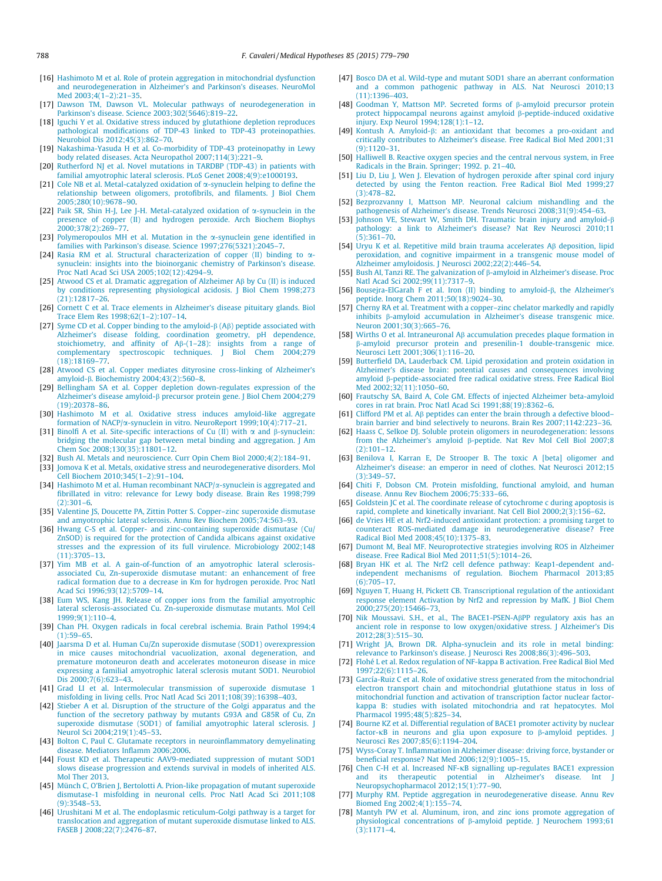[16] Hashimoto M et al. Role of protein aggregation in mitochondrial dysfunction and neurodegeneration in Alzheimer's and Parkinson's diseases. NeuroMol Med 2003;4(1–2):21–35.

[17] Dawson TM, Dawson VL. Molecular pathways of neurodegeneration in Parkinson's disease. Science 2003;302(5646):819–22.

[18] Iguchi Y et al. Oxidative stress induced by glutathione depletion reproduces pathological modifications of TDP-43 linked to TDP-43 proteinopathies. Neurobiol Dis 2012;45(3):862–70.

[19] Nakashima-Yasuda H et al. Co-morbidity of TDP-43 proteinopathy in Lewy body related diseases. Acta Neuropathol 2007;114(3):221–9.

[20] Rutherford NJ et al. Novel mutations in TARDBP (TDP-43) in patients with familial amyotrophic lateral sclerosis. PLoS Genet 2008;4(9):e1000193.

[21] Cole NB et al. Metal-catalyzed oxidation of α-synuclein helping to define the relationship between oligomers, protofibrils, and filaments. J Biol Chem 2005;280(10):9678–90.

[22] Paik SR, Shin H-J, Lee J-H. Metal-catalyzed oxidation of α-synuclein in the presence of copper (II) and hydrogen peroxide. Arch Biochem Biophys 2000;378(2):269–77.

[23] Polymeropoulos MH et al. Mutation in the α-synuclein gene identified in families with Parkinson's disease. Science 1997;276(5321):2045–7.

[24] Rasia RM et al. Structural characterization of copper (II) binding to α-synuclein: insights into the bioinorganic chemistry of Parkinson's disease. Proc Natl Acad Sci USA 2005;102(12):4294–9.

[25] Atwood CS et al. Dramatic aggregation of Alzheimer Aβ by Cu (II) is induced by conditions representing physiological acidosis. J Biol Chem 1998;273(21):12817–26.

[26] Cornett C et al. Trace elements in Alzheimer's disease pituitary glands. Biol Trace Elem Res 1998;62(1–2):107–14.

[27] Syme CD et al. Copper binding to the amyloid-β (Aβ) peptide associated with Alzheimer's disease folding, coordination geometry, pH dependence, stoichiometry, and affinity of Aβ-(1–28): insights from a range of complementary spectroscopic techniques. J Biol Chem 2004;279(18):18169–77.

[28] Atwood CS et al. Copper mediates dityrosine cross-linking of Alzheimer's amyloid-β. Biochemistry 2004;43(2):560–8.

[29] Bellingham SA et al. Copper depletion down-regulates expression of the Alzheimer's disease amyloid-β precursor protein gene. J Biol Chem 2004;279(19):20378–86.

[30] Hashimoto M et al. Oxidative stress induces amyloid-like aggregate formation of NACP/α-synuclein in vitro. NeuroReport 1999;10(4):717–21.

[31] Binolfi A et al. Site-specific interactions of Cu (II) with α and β-synuclein: bridging the molecular gap between metal binding and aggregation. J Am Chem Soc 2008;130(35):11801–12.

[32] Bush AI. Metals and neuroscience. Curr Opin Chem Biol 2000;4(2):184–91.

[33] Jomova K et al. Metals, oxidative stress and neurodegenerative disorders. Mol Cell Biochem 2010;345(1–2):91–104.

[34] Hashimoto M et al. Human recombinant NACP/α-synuclein is aggregated and fibrillated in vitro: relevance for Lewy body disease. Brain Res 1998;799(2):301–6.

[35] Valentine JS, Doucette PA, Zittin Potter S. Copper–zinc superoxide dismutase and amyotrophic lateral sclerosis. Annu Rev Biochem 2005;74:563–93.

[36] Hwang C-S et al. Copper- and zinc-containing superoxide dismutase (Cu/ZnSOD) is required for the protection of Candida albicans against oxidative stresses and the expression of its full virulence. Microbiology 2002;148(11):3705–13.

[37] Yim MB et al. A gain-of-function of an amyotrophic lateral sclerosis-associated Cu, Zn-superoxide dismutase mutant: an enhancement of free radical formation due to a decrease in Km for hydrogen peroxide. Proc Natl Acad Sci 1996;93(12):5709–14.

[38] Eum WS, Kang JH. Release of copper ions from the familial amyotrophic lateral sclerosis-associated Cu, Zn-superoxide dismutase mutants. Mol Cell 1999;9(1):110–4.

[39] Chan PH. Oxygen radicals in focal cerebral ischemia. Brain Pathol 1994;4(1):59–65.

[40] Jaarsma D et al. Human Cu/Zn superoxide dismutase (SOD1) overexpression in mice causes mitochondrial vacuolization, axonal degeneration, and premature motoneuron death and accelerates motoneuron disease in mice expressing a familial amyotrophic lateral sclerosis mutant SOD1. Neurobiol Dis 2000;7(6):623–43.

[41] Grad LI et al. Intermolecular transmission of superoxide dismutase 1 misfolding in living cells. Proc Natl Acad Sci 2011;108(39):16398–403.

[42] Stieber A et al. Disruption of the structure of the Golgi apparatus and the function of the secretory pathway by mutants G93A and G85R of Cu, Zn superoxide dismutase (SOD1) of familial amyotrophic lateral sclerosis. J Neurol Sci 2004;219(1):45–53.

[43] Bolton C, Paul C. Glutamate receptors in neuroinflammatory demyelinating disease. Mediators Inflamm 2006;2006.

[44] Foust KD et al. Therapeutic AAV9-mediated suppression of mutant SOD1 slows disease progression and extends survival in models of inherited ALS. Mol Ther 2013.

[45] Münch C, O'Brien J, Bertolotti A. Prion-like propagation of mutant superoxide dismutase-1 misfolding in neuronal cells. Proc Natl Acad Sci 2011;108(9):3548–53.

[46] Urushitani M et al. The endoplasmic reticulum-Golgi pathway is a target for translocation and aggregation of mutant superoxide dismutase linked to ALS. FASEB J 2008;22(7):2476–87.

[47] Bosco DA et al. Wild-type and mutant SOD1 share an aberrant conformation and a common pathogenic pathway in ALS. Nat Neurosci 2010;13(11):1396–403.

[48] Goodman Y, Mattson MP. Secreted forms of β-amyloid precursor protein protect hippocampal neurons against amyloid β-peptide-induced oxidative injury. Exp Neurol 1994;128(1):1–12.

[49] Kontush A. Amyloid-β: an antioxidant that becomes a pro-oxidant and critically contributes to Alzheimer's disease. Free Radical Biol Med 2001;31(9):1120–31.

[50] Halliwell B. Reactive oxygen species and the central nervous system, in Free Radicals in the Brain. Springer; 1992. p. 21–40.

[51] Liu D, Liu J, Wen J. Elevation of hydrogen peroxide after spinal cord injury detected by using the Fenton reaction. Free Radical Biol Med 1999;27(3):478–82.

[52] Bezprozvanny I, Mattson MP. Neuronal calcium mishandling and the pathogenesis of Alzheimer's disease. Trends Neurosci 2008;31(9):454–63.

[53] Johnson VE, Stewart W, Smith DH. Traumatic brain injury and amyloid-β pathology: a link to Alzheimer's disease? Nat Rev Neurosci 2010;11(5):361–70.

[54] Uryu K et al. Repetitive mild brain trauma accelerates Aβ deposition, lipid peroxidation, and cognitive impairment in a transgenic mouse model of Alzheimer amyloidosis. J Neurosci 2002;22(2):446–54.

[55] Bush AI, Tanzi RE. The galvanization of β-amyloid in Alzheimer's disease. Proc Natl Acad Sci 2002;99(11):7317–9.

[56] Bousejra-ElGarah F et al. Iron (II) binding to amyloid-β, the Alzheimer's peptide. Inorg Chem 2011;50(18):9024–30.

[57] Cherny RA et al. Treatment with a copper–zinc chelator markedly and rapidly inhibits β-amyloid accumulation in Alzheimer's disease transgenic mice. Neuron 2001;30(3):665–76.

[58] Wirths O et al. Intraneuronal Aβ accumulation precedes plaque formation in β-amyloid precursor protein and presenilin-1 double-transgenic mice. Neurosci Lett 2001;306(1):116–20.

[59] Butterfield DA, Lauderback CM. Lipid peroxidation and protein oxidation in Alzheimer's disease brain: potential causes and consequences involving amyloid β-peptide-associated free radical oxidative stress. Free Radical Biol Med 2002;32(11):1050–60.

[60] Frautschy SA, Baird A, Cole GM. Effects of injected Alzheimer beta-amyloid cores in rat brain. Proc Natl Acad Sci 1991;88(19):8362–6.

[61] Clifford PM et al. Aβ peptides can enter the brain through a defective blood–brain barrier and bind selectively to neurons. Brain Res 2007;1142:223–36.

[62] Haass C, Selkoe DJ. Soluble protein oligomers in neurodegeneration: lessons from the Alzheimer's amyloid β-peptide. Nat Rev Mol Cell Biol 2007;8(2):101–12.

[63] Benilova I, Karran E, De Strooper B. The toxic A [beta] oligomer and Alzheimer's disease: an emperor in need of clothes. Nat Neurosci 2012;15(3):349–57.

[64] Chiti F, Dobson CM. Protein misfolding, functional amyloid, and human disease. Annu Rev Biochem 2006;75:333–66.

[65] Goldstein JC et al. The coordinate release of cytochrome c during apoptosis is rapid, complete and kinetically invariant. Nat Cell Biol 2000;2(3):156–62.

[66] de Vries HE et al. Nrf2-induced antioxidant protection: a promising target to counteract ROS-mediated damage in neurodegenerative disease? Free Radical Biol Med 2008;45(10):1375–83.

[67] Dumont M, Beal MF. Neuroprotective strategies involving ROS in Alzheimer disease. Free Radical Biol Med 2011;51(5):1014–26.

[68] Bryan HK et al. The Nrf2 cell defence pathway: Keap1-dependent and-independent mechanisms of regulation. Biochem Pharmacol 2013;85(6):705–17.

[69] Nguyen T, Huang H, Pickett CB. Transcriptional regulation of the antioxidant response element Activation by Nrf2 and repression by MafK. J Biol Chem 2000;275(20):15466–73.

[70] Nik Moussavi. S.H., et al., The BACE1-PSEN-AβPP regulatory axis has an ancient role in response to low oxygen/oxidative stress. J Alzheimer's Dis 2012;28(3):515–30.

[71] Wright JA, Brown DR. Alpha-synuclein and its role in metal binding: relevance to Parkinson's disease. J Neurosci Res 2008;86(3):496–503.

[72] Flohé L et al. Redox regulation of NF-kappa B activation. Free Radical Biol Med 1997;22(6):1115–26.

[73] García-Ruiz C et al. Role of oxidative stress generated from the mitochondrial electron transport chain and mitochondrial glutathione status in loss of mitochondrial function and activation of transcription factor nuclear factor-kappa B: studies with isolated mitochondria and rat hepatocytes. Mol Pharmacol 1995;48(5):825–34.

[74] Bourne KZ et al. Differential regulation of BACE1 promoter activity by nuclear factor-κB in neurons and glia upon exposure to β-amyloid peptides. J Neurosci Res 2007;85(6):1194–204.

[75] Wyss-Coray T. Inflammation in Alzheimer disease: driving force, bystander or beneficial response? Nat Med 2006;12(9):1005–15.

[76] Chen C-H et al. Increased NF-κB signalling up-regulates BACE1 expression and its therapeutic potential in Alzheimer's disease. Int J Neuropsychopharmacol 2012;15(1):77–90.

[77] Murphy RM. Peptide aggregation in neurodegenerative disease. Annu Rev Biomed Eng 2002;4(1):155–74.

[78] Mantyh PW et al. Aluminum, iron, and zinc ions promote aggregation of physiological concentrations of β-amyloid peptide. J Neurochem 1993;61(3):1171–4.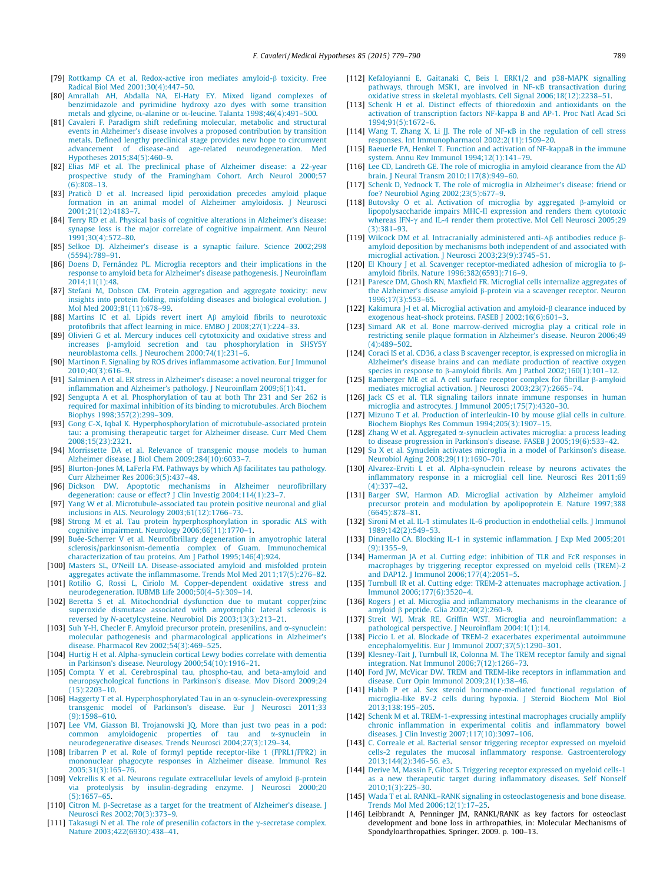[79] Rottkamp CA et al. Redox-active iron mediates amyloid-β toxicity. Free Radical Biol Med 2001;30(4):447–50.

[80] Amrallah AH, Abdalla NA, El-Haty EY. Mixed ligand complexes of benzimidazole and pyrimidine hydroxy azo dyes with some transition metals and glycine, DL-alanine or DL-leucine. Talanta 1998;46(4):491–500.

[81] Cavaleri F. Paradigm shift redefining molecular, metabolic and structural events in Alzheimer's disease involves a proposed contribution by transition metals. Defined lengthy preclinical stage provides new hope to circumvent advancement of disease-and age-related neurodegeneration. Med Hypotheses 2015;84(5):460–9.

[82] Elias MF et al. The preclinical phase of Alzheimer disease: a 22-year prospective study of the Framingham Cohort. Arch Neurol 2000;57(6):808–13.

[83] Praticò D et al. Increased lipid peroxidation precedes amyloid plaque formation in an animal model of Alzheimer amyloidosis. J Neurosci 2001;21(12):4183–7.

[84] Terry RD et al. Physical basis of cognitive alterations in Alzheimer's disease: synapse loss is the major correlate of cognitive impairment. Ann Neurol 1991;30(4):572–80.

[85] Selkoe DJ. Alzheimer's disease is a synaptic failure. Science 2002;298(5594):789–91.

[86] Doens D, Fernández PL. Microglia receptors and their implications in the response to amyloid beta for Alzheimer's disease pathogenesis. J Neuroinflam 2014;11(1):48.

[87] Stefani M, Dobson CM. Protein aggregation and aggregate toxicity: new insights into protein folding, misfolding diseases and biological evolution. J Mol Med 2003;81(11):678–99.

[88] Martins IC et al. Lipids revert inert Aβ amyloid fibrils to neurotoxic protofibrils that affect learning in mice. EMBO J 2008;27(1):224–33.

[89] Olivieri G et al. Mercury induces cell cytotoxicity and oxidative stress and increases β-amyloid secretion and tau phosphorylation in SHSY5Y neuroblastoma cells. J Neurochem 2000;74(1):231–6.

[90] Martinon F. Signaling by ROS drives inflammasome activation. Eur J Immunol 2010;40(3):616–9.

[91] Salminen A et al. ER stress in Alzheimer's disease: a novel neuronal trigger for inflammation and Alzheimer's pathology. J Neuroinflam 2009;6(1):41.

[92] Sengupta A et al. Phosphorylation of tau at both Thr 231 and Ser 262 is required for maximal inhibition of its binding to microtubules. Arch Biochem Biophys 1998;357(2):299–309.

[93] Gong C-X, Iqbal K. Hyperphosphorylation of microtubule-associated protein tau: a promising therapeutic target for Alzheimer disease. Curr Med Chem 2008;15(23):2321.

[94] Morrissette DA et al. Relevance of transgenic mouse models to human Alzheimer disease. J Biol Chem 2009;284(10):6033–7.

[95] Blurton-Jones M, LaFerla FM. Pathways by which Aβ facilitates tau pathology. Curr Alzheimer Res 2006;3(5):437–48.

[96] Dickson DW. Apoptotic mechanisms in Alzheimer neurofibrillary degeneration: cause or effect? J Clin Investig 2004;114(1):23–7.

[97] Yang W et al. Microtubule-associated tau protein positive neuronal and glial inclusions in ALS. Neurology 2003;61(12):1766–73.

[98] Strong M et al. Tau protein hyperphosphorylation in sporadic ALS with cognitive impairment. Neurology 2006;66(11):1770–1.

[99] Buée-Scherrer V et al. Neurofibrillary degeneration in amyotrophic lateral sclerosis/parkinsonism-dementia complex of Guam. Immunochemical characterization of tau proteins. Am J Pathol 1995;146(4):924.

[100] Masters SL, O'Neill LA. Disease-associated amyloid and misfolded protein aggregates activate the inflammasome. Trends Mol Med 2011;17(5):276–82.

[101] Rotilio G, Rossi L, Ciriolo M. Copper-dependent oxidative stress and neurodegeneration. IUBMB Life 2000;50(4–5):309–14.

[102] Beretta S et al. Mitochondrial dysfunction due to mutant copper/zinc superoxide dismutase associated with amyotrophic lateral sclerosis is reversed by *N*-acetylcysteine. Neurobiol Dis 2003;13(3):213–21.

[103] Suh Y-H, Checler F. Amyloid precursor protein, presenilins, and α-synuclein: molecular pathogenesis and pharmacological applications in Alzheimer's disease. Pharmacol Rev 2002;54(3):469–525.

[104] Hurtig H et al. Alpha-synuclein cortical Lewy bodies correlate with dementia in Parkinson's disease. Neurology 2000;54(10):1916–21.

[105] Compta Y et al. Cerebrospinal tau, phospho-tau, and beta-amyloid and neuropsychological functions in Parkinson's disease. Mov Disord 2009;24(15):2203–10.

[106] Haggerty T et al. Hyperphosphorylated Tau in an α-synuclein-overexpressing transgenic model of Parkinson's disease. Eur J Neurosci 2011;33(9):1598–610.

[107] Lee VM, Giasson BI, Trojanowski JQ. More than just two peas in a pod: common amyloidogenic properties of tau and α-synuclein in neurodegenerative diseases. Trends Neurosci 2004;27(3):129–34.

[108] Iribarren P et al. Role of formyl peptide receptor-like 1 (FPRL1/FPR2) in mononuclear phagocyte responses in Alzheimer disease. Immunol Res 2005;31(3):165–76.

[109] Vekrellis K et al. Neurons regulate extracellular levels of amyloid β-protein via proteolysis by insulin-degrading enzyme. J Neurosci 2000;20(5):1657–65.

[110] Citron M. β-Secretase as a target for the treatment of Alzheimer's disease. J Neurosci Res 2002;70(3):373–9.

[111] Takasugi N et al. The role of presenilin cofactors in the γ-secretase complex. Nature 2003;422(6930):438–41.

[112] Kefaloyianni E, Gaitanaki C, Beis I. ERK1/2 and p38-MAPK signalling pathways, through MSK1, are involved in NF-κB transactivation during oxidative stress in skeletal myoblasts. Cell Signal 2006;18(12):2238–51.

[113] Schenk H et al. Distinct effects of thioredoxin and antioxidants on the activation of transcription factors NF-kappa B and AP-1. Proc Natl Acad Sci 1994;91(5):1672–6.

[114] Wang T, Zhang X, Li JJ. The role of NF-κB in the regulation of cell stress responses. Int Immunopharmacol 2002;2(11):1509–20.

[115] Baeuerle PA, Henkel T. Function and activation of NF-kappaB in the immune system. Annu Rev Immunol 1994;12(1):141–79.

[116] Lee CD, Landreth GE. The role of microglia in amyloid clearance from the AD brain. J Neural Transm 2010;117(8):949–60.

[117] Schenk D, Yednock T. The role of microglia in Alzheimer's disease: friend or foe? Neurobiol Aging 2002;23(5):677–9.

[118] Butovsky O et al. Activation of microglia by aggregated β-amyloid or lipopolysaccharide impairs MHC-II expression and renders them cytotoxic whereas IFN-γ and IL-4 render them protective. Mol Cell Neurosci 2005;29(3):381–93.

[119] Wilcock DM et al. Intracranially administered anti-Aβ antibodies reduce β-amyloid deposition by mechanisms both independent of and associated with microglial activation. J Neurosci 2003;23(9):3745–51.

[120] El Khoury J et al. Scavenger receptor-mediated adhesion of microglia to β-amyloid fibrils. Nature 1996;382(6593):716–9.

[121] Paresce DM, Ghosh RN, Maxfield FR. Microglial cells internalize aggregates of the Alzheimer's disease amyloid β-protein via a scavenger receptor. Neuron 1996;17(3):553–65.

[122] Kakimura J-I et al. Microglial activation and amyloid-β clearance induced by exogenous heat-shock proteins. FASEB J 2002;16(6):601–3.

[123] Simard AR et al. Bone marrow-derived microglia play a critical role in restricting senile plaque formation in Alzheimer's disease. Neuron 2006;49(4):489–502.

[124] Coraci IS et al. CD36, a class B scavenger receptor, is expressed on microglia in Alzheimer's disease brains and can mediate production of reactive oxygen species in response to β-amyloid fibrils. Am J Pathol 2002;160(1):101–12.

[125] Bamberger ME et al. A cell surface receptor complex for fibrillar β-amyloid mediates microglial activation. J Neurosci 2003;23(7):2665–74.

[126] Jack CS et al. TLR signaling tailors innate immune responses in human microglia and astrocytes. J Immunol 2005;175(7):4320–30.

[127] Mizuno T et al. Production of interleukin-10 by mouse glial cells in culture. Biochem Biophys Res Commun 1994;205(3):1907–15.

[128] Zhang W et al. Aggregated α-synuclein activates microglia: a process leading to disease progression in Parkinson's disease. FASEB J 2005;19(6):533–42.

[129] Su X et al. Synuclein activates microglia in a model of Parkinson's disease. Neurobiol Aging 2008;29(11):1690–701.

[130] Alvarez-Erviti L et al. Alpha-synuclein release by neurons activates the inflammatory response in a microglial cell line. Neurosci Res 2011;69(4):337–42.

[131] Barger SW, Harmon AD. Microglial activation by Alzheimer amyloid precursor protein and modulation by apolipoprotein E. Nature 1997;388(6645):878–81.

[132] Sironi M et al. IL-1 stimulates IL-6 production in endothelial cells. J Immunol 1989;142(2):549–53.

[133] Dinarello CA. Blocking IL-1 in systemic inflammation. J Exp Med 2005;201(9):1355–9.

[134] Hamerman JA et al. Cutting edge: inhibition of TLR and FcR responses in macrophages by triggering receptor expressed on myeloid cells (TREM)-2 and DAP12. J Immunol 2006;177(4):2051–5.

[135] Turnbull IR et al. Cutting edge: TREM-2 attenuates macrophage activation. J Immunol 2006;177(6):3520–4.

[136] Rogers J et al. Microglia and inflammatory mechanisms in the clearance of amyloid β peptide. Glia 2002;40(2):260–9.

[137] Streit WJ, Mrak RE, Griffin WST. Microglia and neuroinflammation: a pathological perspective. J Neuroinflam 2004;1(1):14.

[138] Piccio L et al. Blockade of TREM-2 exacerbates experimental autoimmune encephalomyelitis. Eur J Immunol 2007;37(5):1290–301.

[139] Klesney-Tait J, Turnbull IR, Colonna M. The TREM receptor family and signal integration. Nat Immunol 2006;7(12):1266–73.

[140] Ford JW, McVicar DW. TREM and TREM-like receptors in inflammation and disease. Curr Opin Immunol 2009;21(1):38–46.

[141] Habib P et al. Sex steroid hormone-mediated functional regulation of microglia-like BV-2 cells during hypoxia. J Steroid Biochem Mol Biol 2013;138:195–205.

[142] Schenk M et al. TREM-1-expressing intestinal macrophages crucially amplify chronic inflammation in experimental colitis and inflammatory bowel diseases. J Clin Investig 2007;117(10):3097–106.

[143] C. Correale et al. Bacterial sensor triggering receptor expressed on myeloid cells-2 regulates the mucosal inflammatory response. Gastroenterology 2013;144(2):346–56. e3.

[144] Derive M, Massin F, Gibot S. Triggering receptor expressed on myeloid cells-1 as a new therapeutic target during inflammatory diseases. Self Nonself 2010;1(3):225–30.

[145] Wada T et al. RANKL–RANK signaling in osteoclastogenesis and bone disease. Trends Mol Med 2006;12(1):17–25.

[146] Leibbrandt A, Penninger JM, RANKL/RANK as key factors for osteoclast development and bone loss in arthropathies, in: Molecular Mechanisms of Spondyloarthropathies. Springer. 2009. p. 100–13.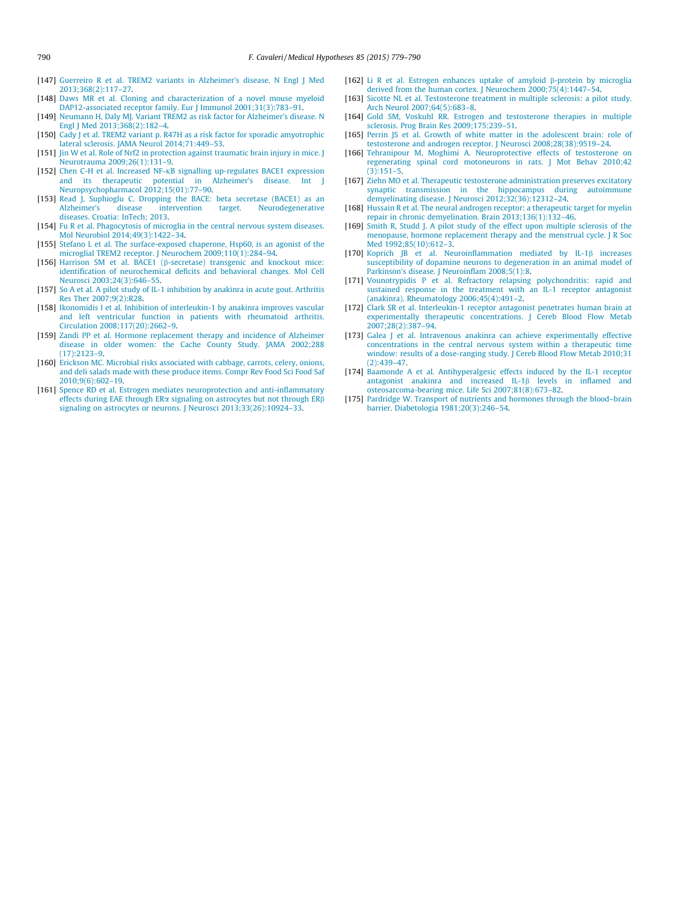[147] Guerreiro R et al. TREM2 variants in Alzheimer's disease. N Engl J Med 2013;368(2):117–27.

[148] Daws MR et al. Cloning and characterization of a novel mouse myeloid DAP12-associated receptor family. Eur J Immunol 2001;31(3):783–91.

[149] Neumann H, Daly MJ. Variant TREM2 as risk factor for Alzheimer's disease. N Engl J Med 2013;368(2):182–4.

[150] Cady J et al. TREM2 variant p. R47H as a risk factor for sporadic amyotrophic lateral sclerosis. JAMA Neurol 2014;71:449–53.

[151] Jin W et al. Role of Nrf2 in protection against traumatic brain injury in mice. J Neurotrauma 2009;26(1):131–9.

[152] Chen C-H et al. Increased NF-κB signalling up-regulates BACE1 expression and its therapeutic potential in Alzheimer's disease. Int J Neuropsychopharmacol 2012;15(01):77–90.

[153] Read J, Suphioglu C. Dropping the BACE: beta secretase (BACE1) as an Alzheimer's disease intervention target. Neurodegenerative diseases. Croatia: InTech; 2013.

[154] Fu R et al. Phagocytosis of microglia in the central nervous system diseases. Mol Neurobiol 2014;49(3):1422–34.

[155] Stefano L et al. The surface-exposed chaperone, Hsp60, is an agonist of the microglial TREM2 receptor. J Neurochem 2009;110(1):284–94.

[156] Harrison SM et al. BACE1 (β-secretase) transgenic and knockout mice: identification of neurochemical deficits and behavioral changes. Mol Cell Neurosci 2003;24(3):646–55.

[157] So A et al. A pilot study of IL-1 inhibition by anakinra in acute gout. Arthritis Res Ther 2007;9(2):R28.

[158] Ikonomidis I et al. Inhibition of interleukin-1 by anakinra improves vascular and left ventricular function in patients with rheumatoid arthritis. Circulation 2008;117(20):2662–9.

[159] Zandi PP et al. Hormone replacement therapy and incidence of Alzheimer disease in older women: the Cache County Study. JAMA 2002;288(17):2123–9.

[160] Erickson MC. Microbial risks associated with cabbage, carrots, celery, onions, and deli salads made with these produce items. Compr Rev Food Sci Food Saf 2010;9(6):602–19.

[161] Spence RD et al. Estrogen mediates neuroprotection and anti-inflammatory effects during EAE through ERα signaling on astrocytes but not through ERβ signaling on astrocytes or neurons. J Neurosci 2013;33(26):10924–33.

[162] Li R et al. Estrogen enhances uptake of amyloid β-protein by microglia derived from the human cortex. J Neurochem 2000;75(4):1447–54.

[163] Sicotte NL et al. Testosterone treatment in multiple sclerosis: a pilot study. Arch Neurol 2007;64(5):683–8.

[164] Gold SM, Voskuhl RR. Estrogen and testosterone therapies in multiple sclerosis. Prog Brain Res 2009;175:239–51.

[165] Perrin JS et al. Growth of white matter in the adolescent brain: role of testosterone and androgen receptor. J Neurosci 2008;28(38):9519–24.

[166] Tehranipour M, Moghimi A. Neuroprotective effects of testosterone on regenerating spinal cord motoneurons in rats. J Mot Behav 2010;42(3):151–5.

[167] Ziehn MO et al. Therapeutic testosterone administration preserves excitatory synaptic transmission in the hippocampus during autoimmune demyelinating disease. J Neurosci 2012;32(36):12312–24.

[168] Hussain R et al. The neural androgen receptor: a therapeutic target for myelin repair in chronic demyelination. Brain 2013;136(1):132–46.

[169] Smith R, Studd J. A pilot study of the effect upon multiple sclerosis of the menopause, hormone replacement therapy and the menstrual cycle. J R Soc Med 1992;85(10):612–3.

[170] Koprich JB et al. Neuroinflammation mediated by IL-1β increases susceptibility of dopamine neurons to degeneration in an animal model of Parkinson's disease. J Neuroinflam 2008;5(1):8.

[171] Vounotrypidis P et al. Refractory relapsing polychondritis: rapid and sustained response in the treatment with an IL-1 receptor antagonist (anakinra). Rheumatology 2006;45(4):491–2.

[172] Clark SR et al. Interleukin-1 receptor antagonist penetrates human brain at experimentally therapeutic concentrations. J Cereb Blood Flow Metab 2007;28(2):387–94.

[173] Galea J et al. Intravenous anakinra can achieve experimentally effective concentrations in the central nervous system within a therapeutic time window: results of a dose-ranging study. J Cereb Blood Flow Metab 2010;31(2):439–47.

[174] Baamonde A et al. Antihyperalgesic effects induced by the IL-1 receptor antagonist anakinra and increased IL-1β levels in inflamed and osteosarcoma-bearing mice. Life Sci 2007;81(8):673–82.

[175] Pardridge W. Transport of nutrients and hormones through the blood–brain barrier. Diabetologia 1981;20(3):246–54.